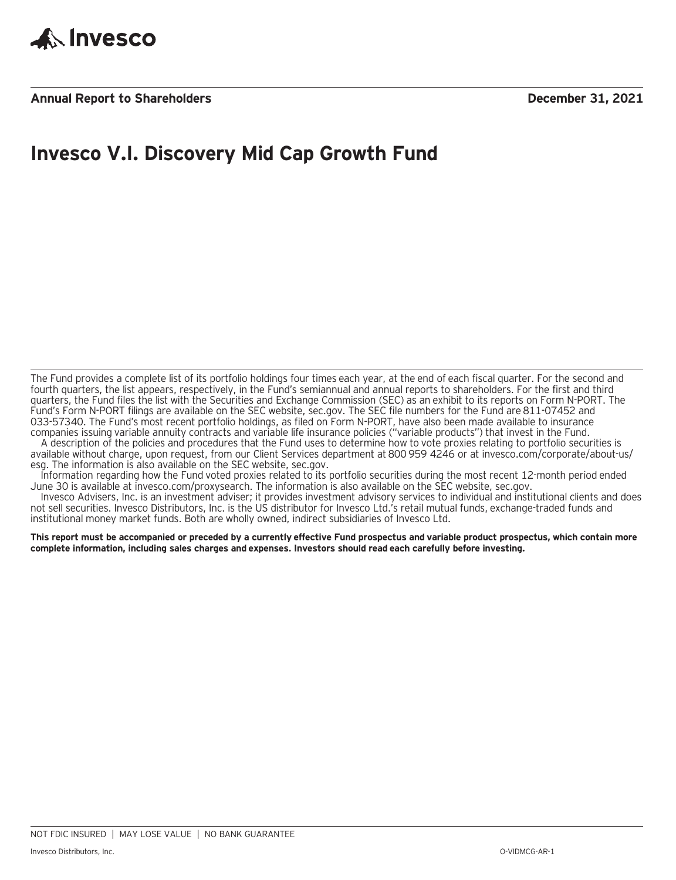Invesco

**Annual Report to Shareholders** **December 31, 2021**

# Invesco V.I. Discovery Mid Cap Growth Fund

The Fund provides a complete list of its portfolio holdings four times each year, at the end of each fiscal quarter. For the second and fourth quarters, the list appears, respectively, in the Fund's semiannual and annual reports to shareholders. For the first and third quarters, the Fund files the list with the Securities and Exchange Commission (SEC) as an exhibit to its reports on Form N-PORT. The Fund's Form N-PORT filings are available on the SEC website, sec.gov. The SEC file numbers for the Fund are 811-07452 and 033-57340. The Fund's most recent portfolio holdings, as filed on Form N-PORT, have also been made available to insurance companies issuing variable annuity contracts and variable life insurance policies ("variable products") that invest in the Fund.

A description of the policies and procedures that the Fund uses to determine how to vote proxies relating to portfolio securities is available without charge, upon request, from our Client Services department at 800 959 4246 or at invesco.com/corporate/about-us/esg. The information is also available on the SEC website, sec.gov.

Information regarding how the Fund voted proxies related to its portfolio securities during the most recent 12-month period ended June 30 is available at invesco.com/proxysearch. The information is also available on the SEC website, sec.gov.

Invesco Advisers, Inc. is an investment adviser; it provides investment advisory services to individual and institutional clients and does not sell securities. Invesco Distributors, Inc. is the US distributor for Invesco Ltd.'s retail mutual funds, exchange-traded funds and institutional money market funds. Both are wholly owned, indirect subsidiaries of Invesco Ltd.

**This report must be accompanied or preceded by a currently effective Fund prospectus and variable product prospectus, which contain more complete information, including sales charges and expenses. Investors should read each carefully before investing.**

NOT FDIC INSURED | MAY LOSE VALUE | NO BANK GUARANTEE

Invesco Distributors, Inc. O-VIDMCG-AR-1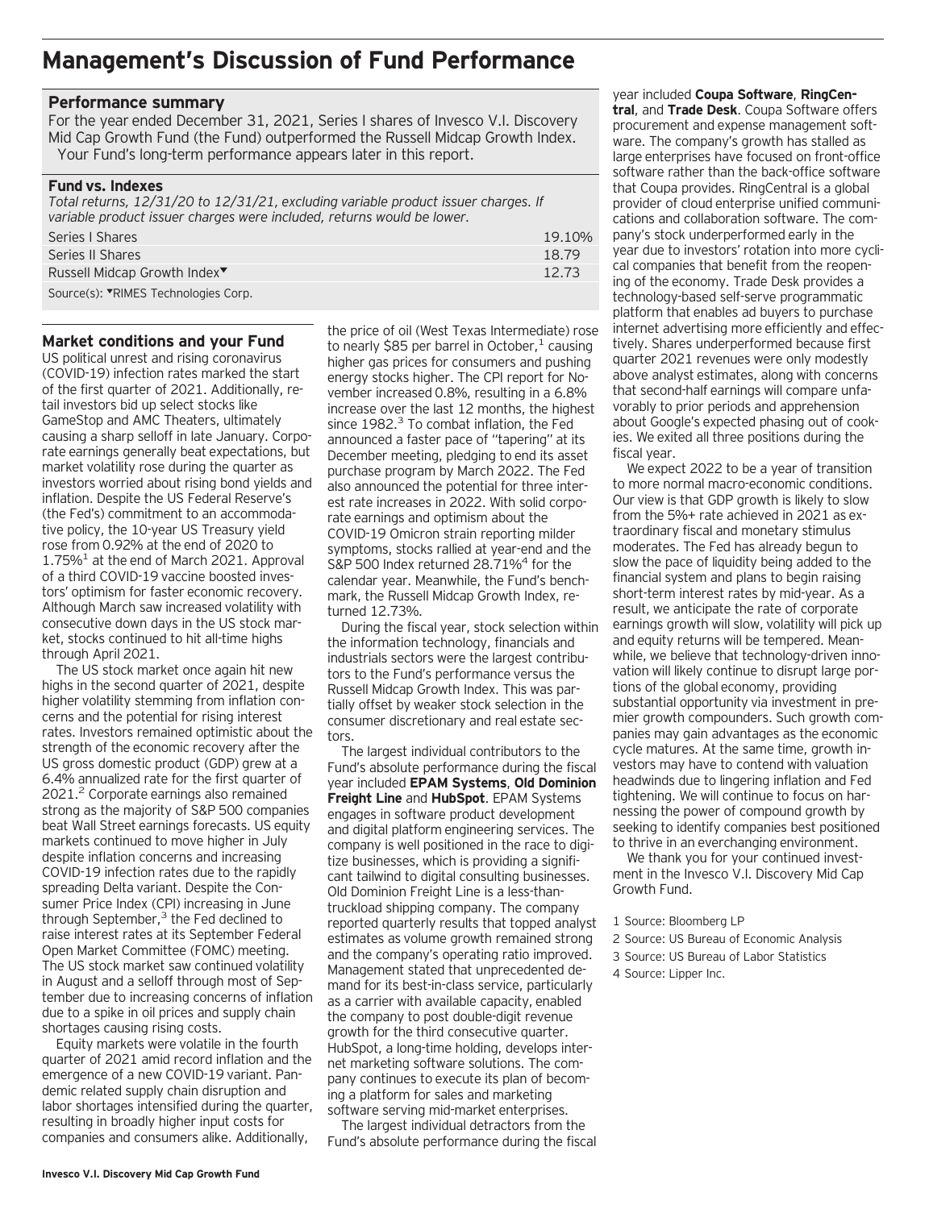# Management's Discussion of Fund Performance

## Performance summary

For the year ended December 31, 2021, Series I shares of Invesco V.I. Discovery Mid Cap Growth Fund (the Fund) outperformed the Russell Midcap Growth Index.

Your Fund's long-term performance appears later in this report.

### Fund vs. Indexes

*Total returns, 12/31/20 to 12/31/21, excluding variable product issuer charges. If variable product issuer charges were included, returns would be lower.*

| | |
|---|---|
| Series I Shares | 19.10% |
| Series II Shares | 18.79 |
| Russell Midcap Growth Index▼ | 12.73 |

Source(s): ▼RIMES Technologies Corp.

## Market conditions and your Fund

US political unrest and rising coronavirus (COVID-19) infection rates marked the start of the first quarter of 2021. Additionally, retail investors bid up select stocks like GameStop and AMC Theaters, ultimately causing a sharp selloff in late January. Corporate earnings generally beat expectations, but market volatility rose during the quarter as investors worried about rising bond yields and inflation. Despite the US Federal Reserve's (the Fed's) commitment to an accommodative policy, the 10-year US Treasury yield rose from 0.92% at the end of 2020 to 1.75%[1] at the end of March 2021. Approval of a third COVID-19 vaccine boosted investors' optimism for faster economic recovery. Although March saw increased volatility with consecutive down days in the US stock market, stocks continued to hit all-time highs through April 2021.

The US stock market once again hit new highs in the second quarter of 2021, despite higher volatility stemming from inflation concerns and the potential for rising interest rates. Investors remained optimistic about the strength of the economic recovery after the US gross domestic product (GDP) grew at a 6.4% annualized rate for the first quarter of 2021.[2] Corporate earnings also remained strong as the majority of S&P 500 companies beat Wall Street earnings forecasts. US equity markets continued to move higher in July despite inflation concerns and increasing COVID-19 infection rates due to the rapidly spreading Delta variant. Despite the Consumer Price Index (CPI) increasing in June through September,[3] the Fed declined to raise interest rates at its September Federal Open Market Committee (FOMC) meeting. The US stock market saw continued volatility in August and a selloff through most of September due to increasing concerns of inflation due to a spike in oil prices and supply chain shortages causing rising costs.

Equity markets were volatile in the fourth quarter of 2021 amid record inflation and the emergence of a new COVID-19 variant. Pandemic related supply chain disruption and labor shortages intensified during the quarter, resulting in broadly higher input costs for companies and consumers alike. Additionally, the price of oil (West Texas Intermediate) rose to nearly $85 per barrel in October,[1] causing higher gas prices for consumers and pushing energy stocks higher. The CPI report for November increased 0.8%, resulting in a 6.8% increase over the last 12 months, the highest since 1982.[3] To combat inflation, the Fed announced a faster pace of "tapering" at its December meeting, pledging to end its asset purchase program by March 2022. The Fed also announced the potential for three interest rate increases in 2022. With solid corporate earnings and optimism about the COVID-19 Omicron strain reporting milder symptoms, stocks rallied at year-end and the S&P 500 Index returned 28.71%[4] for the calendar year. Meanwhile, the Fund's benchmark, the Russell Midcap Growth Index, returned 12.73%.

During the fiscal year, stock selection within the information technology, financials and industrials sectors were the largest contributors to the Fund's performance versus the Russell Midcap Growth Index. This was partially offset by weaker stock selection in the consumer discretionary and real estate sectors.

The largest individual contributors to the Fund's absolute performance during the fiscal year included **EPAM Systems**, **Old Dominion Freight Line** and **HubSpot**. EPAM Systems engages in software product development and digital platform engineering services. The company is well positioned in the race to digitize businesses, which is providing a significant tailwind to digital consulting businesses. Old Dominion Freight Line is a less-than-truckload shipping company. The company reported quarterly results that topped analyst estimates as volume growth remained strong and the company's operating ratio improved. Management stated that unprecedented demand for its best-in-class service, particularly as a carrier with available capacity, enabled the company to post double-digit revenue growth for the third consecutive quarter. HubSpot, a long-time holding, develops internet marketing software solutions. The company continues to execute its plan of becoming a platform for sales and marketing software serving mid-market enterprises.

The largest individual detractors from the Fund's absolute performance during the fiscal year included **Coupa Software**, **RingCentral**, and **Trade Desk**. Coupa Software offers procurement and expense management software. The company's growth has stalled as large enterprises have focused on front-office software rather than the back-office software that Coupa provides. RingCentral is a global provider of cloud enterprise unified communications and collaboration software. The company's stock underperformed early in the year due to investors' rotation into more cyclical companies that benefit from the reopening of the economy. Trade Desk provides a technology-based self-serve programmatic platform that enables ad buyers to purchase internet advertising more efficiently and effectively. Shares underperformed because first quarter 2021 revenues were only modestly above analyst estimates, along with concerns that second-half earnings will compare unfavorably to prior periods and apprehension about Google's expected phasing out of cookies. We exited all three positions during the fiscal year.

We expect 2022 to be a year of transition to more normal macro-economic conditions. Our view is that GDP growth is likely to slow from the 5%+ rate achieved in 2021 as extraordinary fiscal and monetary stimulus moderates. The Fed has already begun to slow the pace of liquidity being added to the financial system and plans to begin raising short-term interest rates by mid-year. As a result, we anticipate the rate of corporate earnings growth will slow, volatility will pick up and equity returns will be tempered. Meanwhile, we believe that technology-driven innovation will likely continue to disrupt large portions of the global economy, providing substantial opportunity via investment in premier growth compounders. Such growth companies may gain advantages as the economic cycle matures. At the same time, growth investors may have to contend with valuation headwinds due to lingering inflation and Fed tightening. We will continue to focus on harnessing the power of compound growth by seeking to identify companies best positioned to thrive in an everchanging environment.

We thank you for your continued investment in the Invesco V.I. Discovery Mid Cap Growth Fund.

1 Source: Bloomberg LP

2 Source: US Bureau of Economic Analysis

3 Source: US Bureau of Labor Statistics

4 Source: Lipper Inc.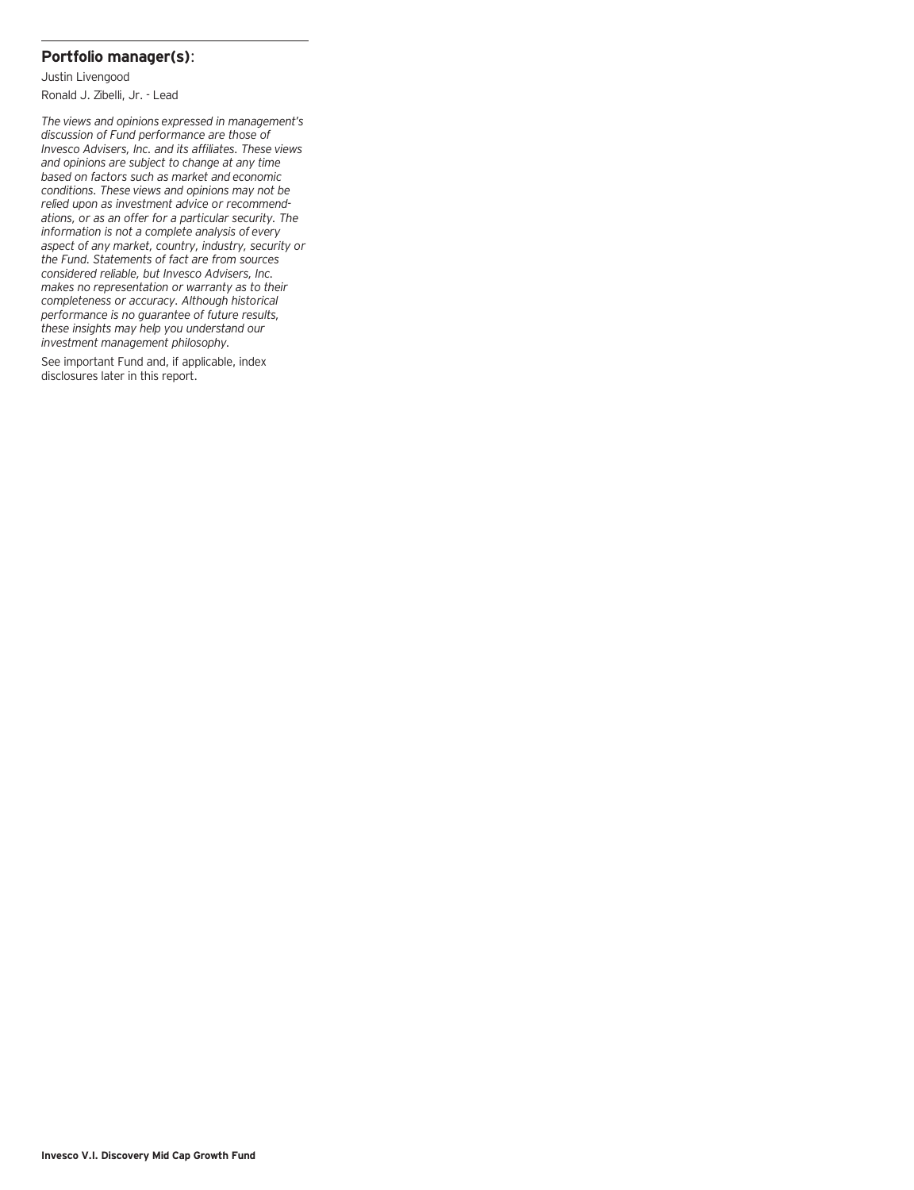## Portfolio manager(s):

Justin Livengood

Ronald J. Zibelli, Jr. - Lead

*The views and opinions expressed in management's discussion of Fund performance are those of Invesco Advisers, Inc. and its affiliates. These views and opinions are subject to change at any time based on factors such as market and economic conditions. These views and opinions may not be relied upon as investment advice or recommendations, or as an offer for a particular security. The information is not a complete analysis of every aspect of any market, country, industry, security or the Fund. Statements of fact are from sources considered reliable, but Invesco Advisers, Inc. makes no representation or warranty as to their completeness or accuracy. Although historical performance is no guarantee of future results, these insights may help you understand our investment management philosophy.*

See important Fund and, if applicable, index disclosures later in this report.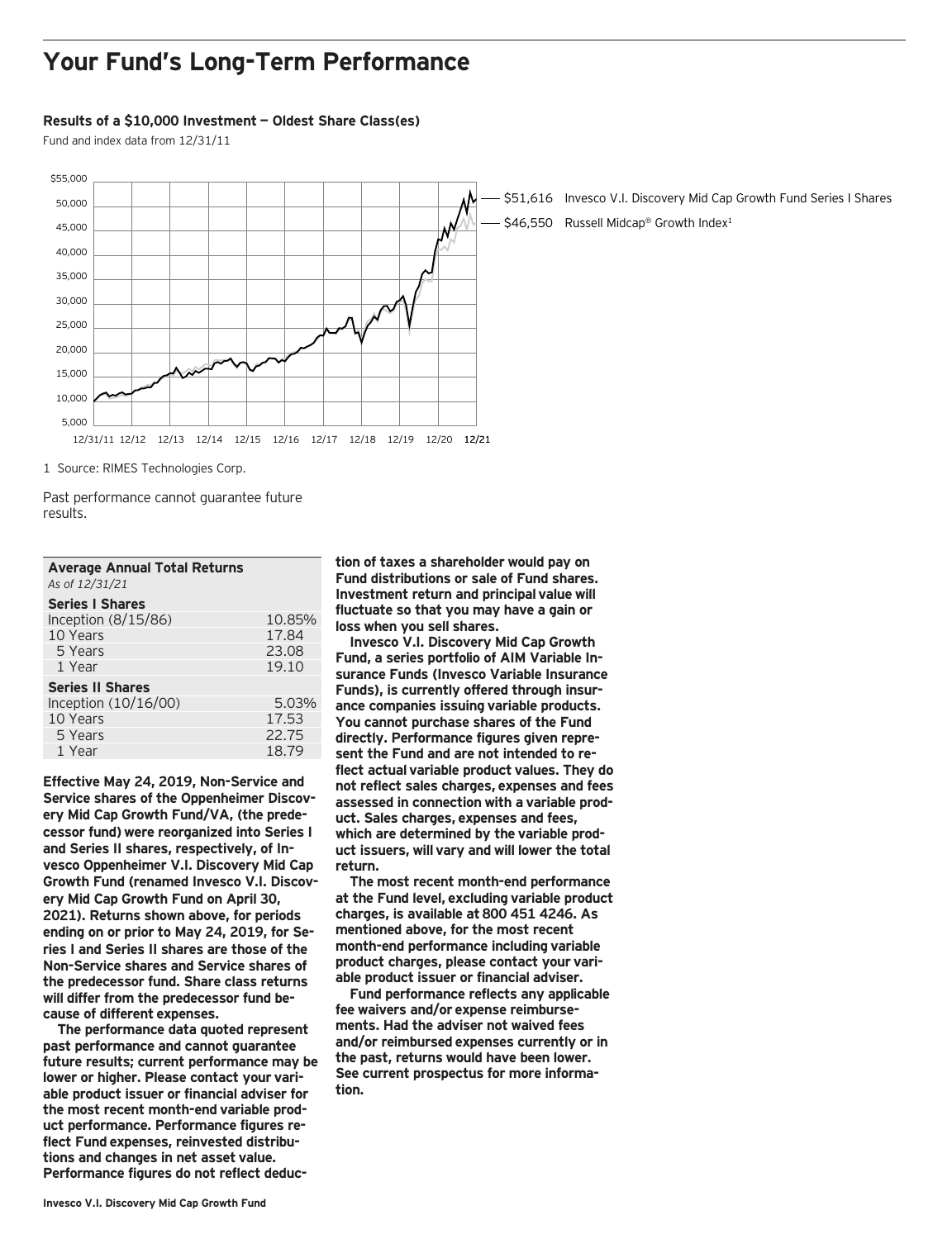# Your Fund's Long-Term Performance

**Results of a $10,000 Investment — Oldest Share Class(es)**

Fund and index data from 12/31/11

$51,616 Invesco V.I. Discovery Mid Cap Growth Fund Series I Shares

$46,550 Russell Midcap® Growth Index[1]

1 Source: RIMES Technologies Corp.

Past performance cannot guarantee future results.

| **Average Annual Total Returns** *As of 12/31/21* | |
|---|---|
| **Series I Shares** | |
| Inception (8/15/86) | 10.85% |
| 10 Years | 17.84 |
| 5 Years | 23.08 |
| 1 Year | 19.10 |
| **Series II Shares** | |
| Inception (10/16/00) | 5.03% |
| 10 Years | 17.53 |
| 5 Years | 22.75 |
| 1 Year | 18.79 |

**Effective May 24, 2019, Non-Service and Service shares of the Oppenheimer Discovery Mid Cap Growth Fund/VA, (the predecessor fund) were reorganized into Series I and Series II shares, respectively, of Invesco Oppenheimer V.I. Discovery Mid Cap Growth Fund (renamed Invesco V.I. Discovery Mid Cap Growth Fund on April 30, 2021). Returns shown above, for periods ending on or prior to May 24, 2019, for Series I and Series II shares are those of the Non-Service shares and Service shares of the predecessor fund. Share class returns will differ from the predecessor fund because of different expenses.**

**The performance data quoted represent past performance and cannot guarantee future results; current performance may be lower or higher. Please contact your variable product issuer or financial adviser for the most recent month-end variable product performance. Performance figures reflect Fund expenses, reinvested distributions and changes in net asset value. Performance figures do not reflect deduction of taxes a shareholder would pay on Fund distributions or sale of Fund shares. Investment return and principal value will fluctuate so that you may have a gain or loss when you sell shares.**

**Invesco V.I. Discovery Mid Cap Growth Fund, a series portfolio of AIM Variable Insurance Funds (Invesco Variable Insurance Funds), is currently offered through insurance companies issuing variable products. You cannot purchase shares of the Fund directly. Performance figures given represent the Fund and are not intended to reflect actual variable product values. They do not reflect sales charges, expenses and fees assessed in connection with a variable product. Sales charges, expenses and fees, which are determined by the variable product issuers, will vary and will lower the total return.**

**The most recent month-end performance at the Fund level, excluding variable product charges, is available at 800 451 4246. As mentioned above, for the most recent month-end performance including variable product charges, please contact your variable product issuer or financial adviser.**

**Fund performance reflects any applicable fee waivers and/or expense reimbursements. Had the adviser not waived fees and/or reimbursed expenses currently or in the past, returns would have been lower. See current prospectus for more information.**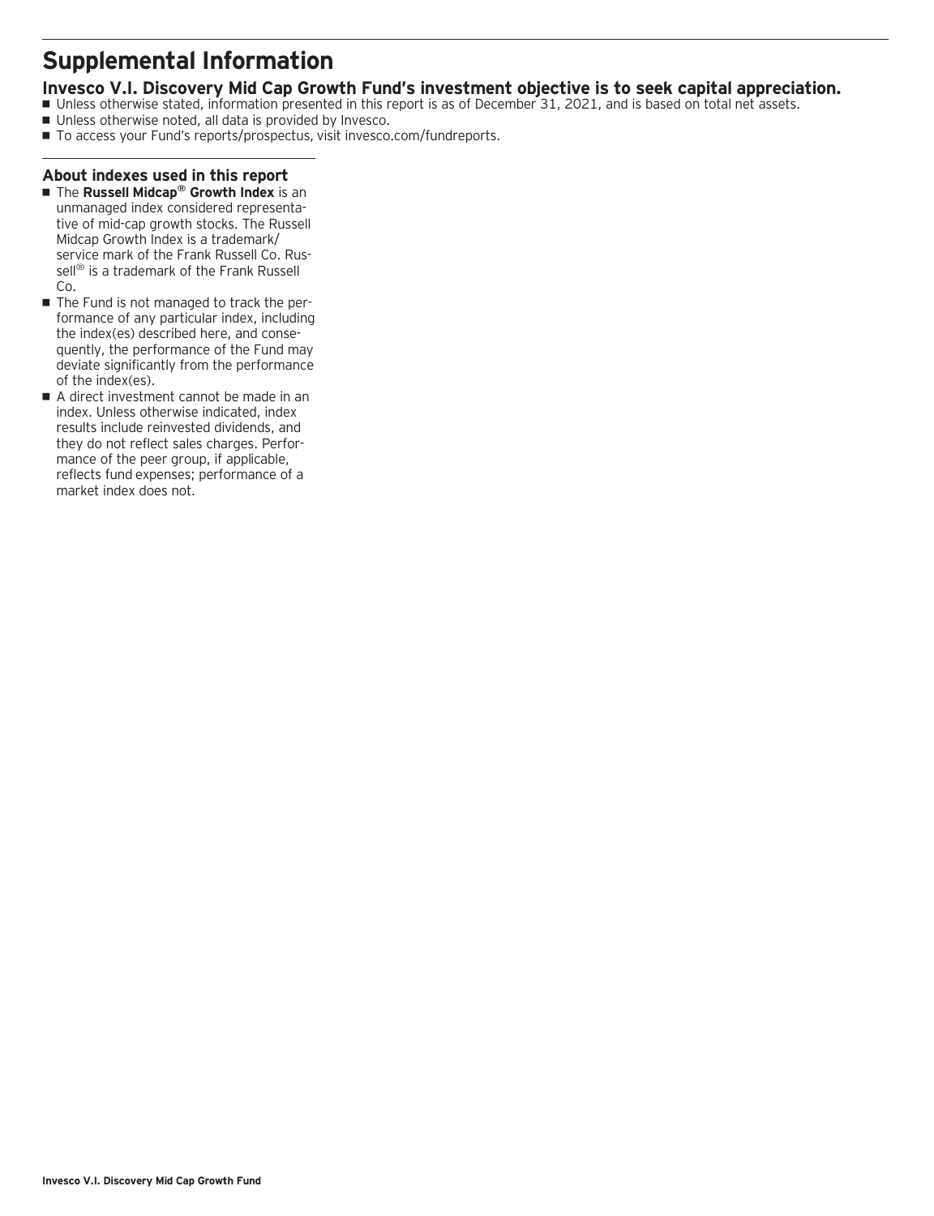# Supplemental Information

## Invesco V.I. Discovery Mid Cap Growth Fund's investment objective is to seek capital appreciation.

- Unless otherwise stated, information presented in this report is as of December 31, 2021, and is based on total net assets.
- Unless otherwise noted, all data is provided by Invesco.
- To access your Fund's reports/prospectus, visit invesco.com/fundreports.

### About indexes used in this report

- The **Russell Midcap® Growth Index** is an unmanaged index considered representative of mid-cap growth stocks. The Russell Midcap Growth Index is a trademark/ service mark of the Frank Russell Co. Russell® is a trademark of the Frank Russell Co.
- The Fund is not managed to track the performance of any particular index, including the index(es) described here, and consequently, the performance of the Fund may deviate significantly from the performance of the index(es).
- A direct investment cannot be made in an index. Unless otherwise indicated, index results include reinvested dividends, and they do not reflect sales charges. Performance of the peer group, if applicable, reflects fund expenses; performance of a market index does not.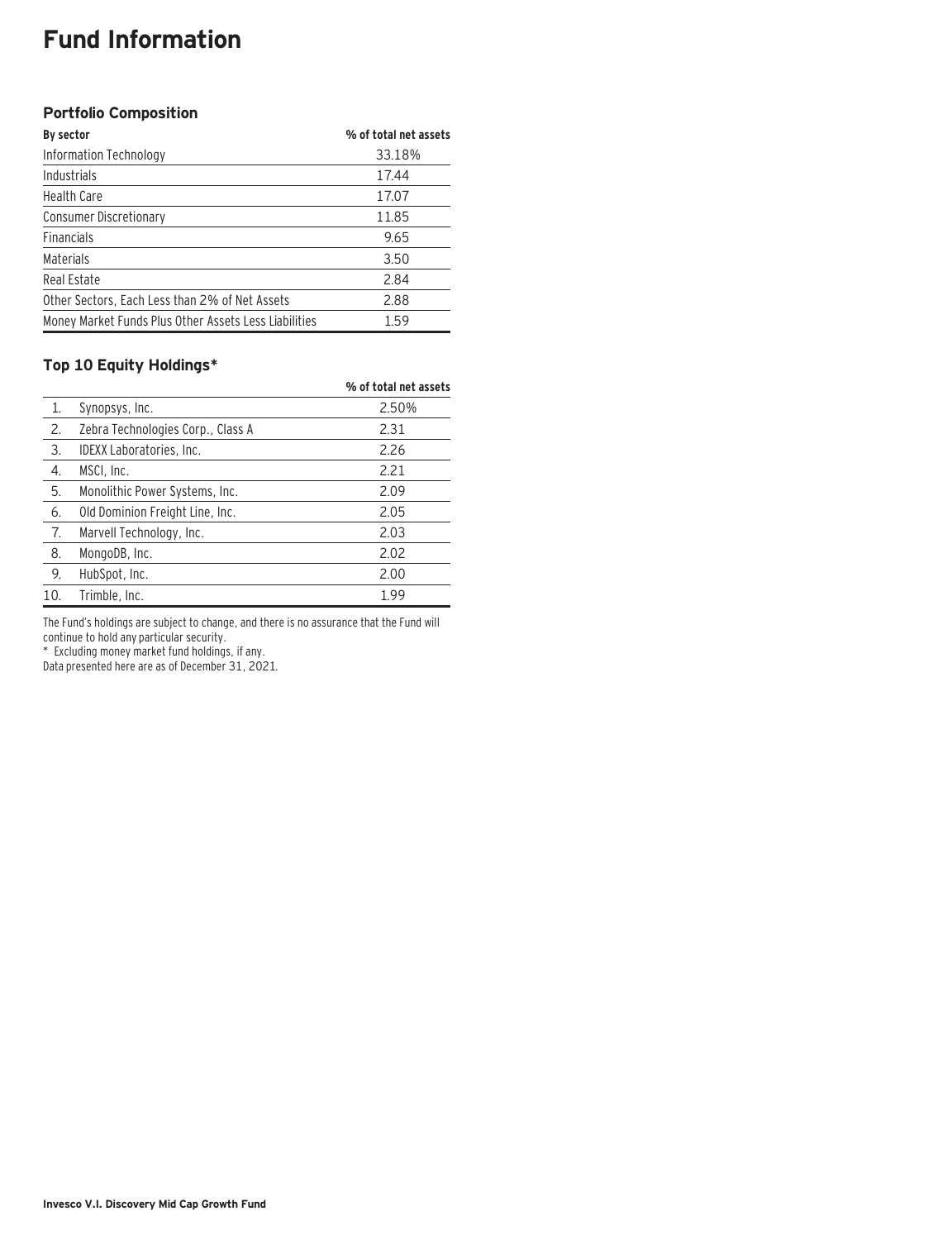# Fund Information

### Portfolio Composition

| By sector | % of total net assets |
|---|---|
| Information Technology | 33.18% |
| Industrials | 17.44 |
| Health Care | 17.07 |
| Consumer Discretionary | 11.85 |
| Financials | 9.65 |
| Materials | 3.50 |
| Real Estate | 2.84 |
| Other Sectors, Each Less than 2% of Net Assets | 2.88 |
| Money Market Funds Plus Other Assets Less Liabilities | 1.59 |

### Top 10 Equity Holdings*

| | | % of total net assets |
|---|---|---|
| 1. | Synopsys, Inc. | 2.50% |
| 2. | Zebra Technologies Corp., Class A | 2.31 |
| 3. | IDEXX Laboratories, Inc. | 2.26 |
| 4. | MSCI, Inc. | 2.21 |
| 5. | Monolithic Power Systems, Inc. | 2.09 |
| 6. | Old Dominion Freight Line, Inc. | 2.05 |
| 7. | Marvell Technology, Inc. | 2.03 |
| 8. | MongoDB, Inc. | 2.02 |
| 9. | HubSpot, Inc. | 2.00 |
| 10. | Trimble, Inc. | 1.99 |

The Fund's holdings are subject to change, and there is no assurance that the Fund will continue to hold any particular security.

* Excluding money market fund holdings, if any.

Data presented here are as of December 31, 2021.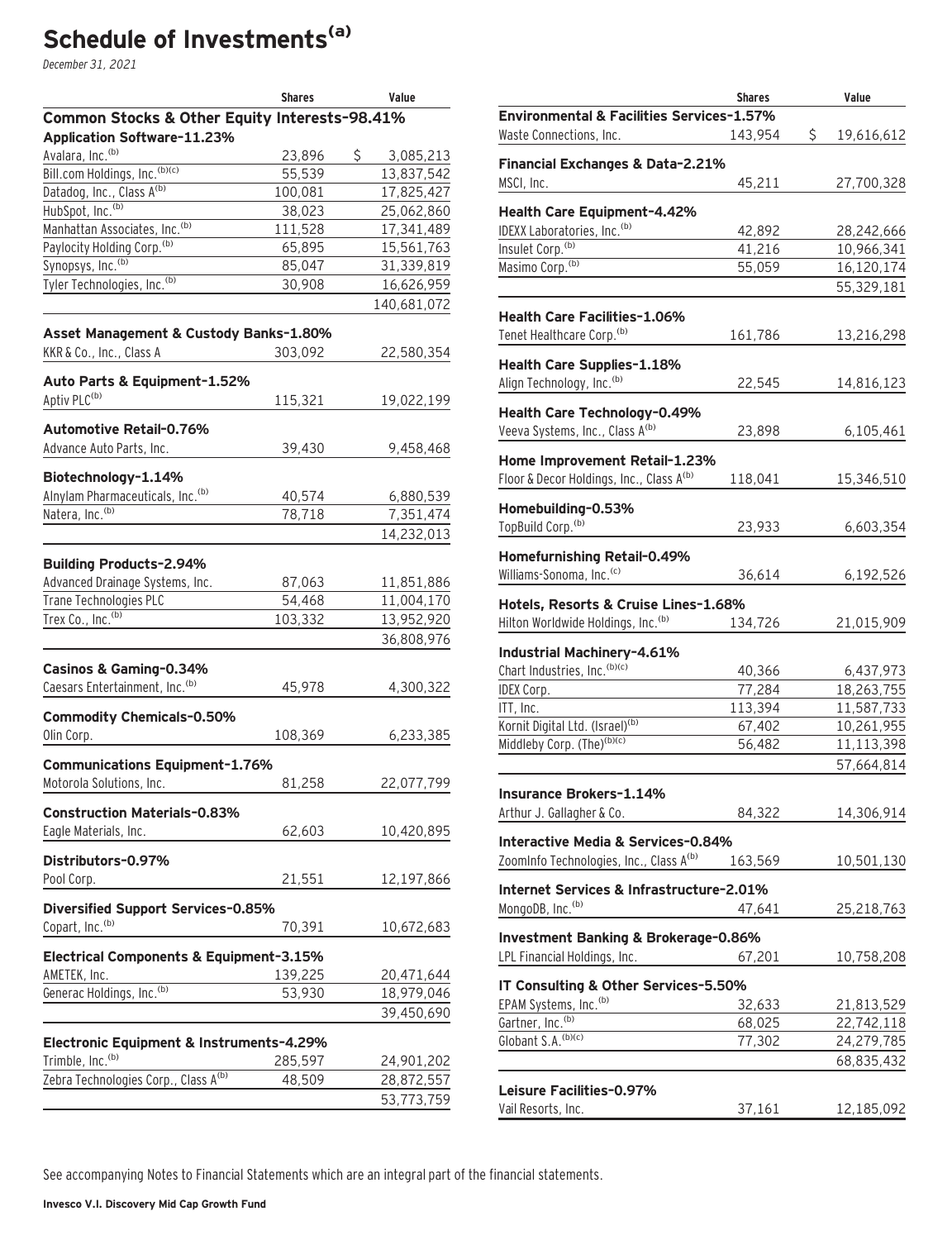# Schedule of Investments[(a)]

*December 31, 2021*

| | Shares | Value |
|---|---|---|
| **Common Stocks & Other Equity Interests–98.41%** | | |
| **Application Software–11.23%** | | |
| Avalara, Inc.[(b)] | 23,896 | $ 3,085,213 |
| Bill.com Holdings, Inc.[(b)(c)] | 55,539 | 13,837,542 |
| Datadog, Inc., Class A[(b)] | 100,081 | 17,825,427 |
| HubSpot, Inc.[(b)] | 38,023 | 25,062,860 |
| Manhattan Associates, Inc.[(b)] | 111,528 | 17,341,489 |
| Paylocity Holding Corp.[(b)] | 65,895 | 15,561,763 |
| Synopsys, Inc.[(b)] | 85,047 | 31,339,819 |
| Tyler Technologies, Inc.[(b)] | 30,908 | 16,626,959 |
| | | 140,681,072 |
| **Asset Management & Custody Banks–1.80%** | | |
| KKR & Co., Inc., Class A | 303,092 | 22,580,354 |
| **Auto Parts & Equipment–1.52%** | | |
| Aptiv PLC[(b)] | 115,321 | 19,022,199 |
| **Automotive Retail–0.76%** | | |
| Advance Auto Parts, Inc. | 39,430 | 9,458,468 |
| **Biotechnology–1.14%** | | |
| Alnylam Pharmaceuticals, Inc.[(b)] | 40,574 | 6,880,539 |
| Natera, Inc.[(b)] | 78,718 | 7,351,474 |
| | | 14,232,013 |
| **Building Products–2.94%** | | |
| Advanced Drainage Systems, Inc. | 87,063 | 11,851,886 |
| Trane Technologies PLC | 54,468 | 11,004,170 |
| Trex Co., Inc.[(b)] | 103,332 | 13,952,920 |
| | | 36,808,976 |
| **Casinos & Gaming–0.34%** | | |
| Caesars Entertainment, Inc.[(b)] | 45,978 | 4,300,322 |
| **Commodity Chemicals–0.50%** | | |
| Olin Corp. | 108,369 | 6,233,385 |
| **Communications Equipment–1.76%** | | |
| Motorola Solutions, Inc. | 81,258 | 22,077,799 |
| **Construction Materials–0.83%** | | |
| Eagle Materials, Inc. | 62,603 | 10,420,895 |
| **Distributors–0.97%** | | |
| Pool Corp. | 21,551 | 12,197,866 |
| **Diversified Support Services–0.85%** | | |
| Copart, Inc.[(b)] | 70,391 | 10,672,683 |
| **Electrical Components & Equipment–3.15%** | | |
| AMETEK, Inc. | 139,225 | 20,471,644 |
| Generac Holdings, Inc.[(b)] | 53,930 | 18,979,046 |
| | | 39,450,690 |
| **Electronic Equipment & Instruments–4.29%** | | |
| Trimble, Inc.[(b)] | 285,597 | 24,901,202 |
| Zebra Technologies Corp., Class A[(b)] | 48,509 | 28,872,557 |
| | | 53,773,759 |
| **Environmental & Facilities Services–1.57%** | | |
| Waste Connections, Inc. | 143,954 | $ 19,616,612 |
| **Financial Exchanges & Data–2.21%** | | |
| MSCI, Inc. | 45,211 | 27,700,328 |
| **Health Care Equipment–4.42%** | | |
| IDEXX Laboratories, Inc.[(b)] | 42,892 | 28,242,666 |
| Insulet Corp.[(b)] | 41,216 | 10,966,341 |
| Masimo Corp.[(b)] | 55,059 | 16,120,174 |
| | | 55,329,181 |
| **Health Care Facilities–1.06%** | | |
| Tenet Healthcare Corp.[(b)] | 161,786 | 13,216,298 |
| **Health Care Supplies–1.18%** | | |
| Align Technology, Inc.[(b)] | 22,545 | 14,816,123 |
| **Health Care Technology–0.49%** | | |
| Veeva Systems, Inc., Class A[(b)] | 23,898 | 6,105,461 |
| **Home Improvement Retail–1.23%** | | |
| Floor & Decor Holdings, Inc., Class A[(b)] | 118,041 | 15,346,510 |
| **Homebuilding–0.53%** | | |
| TopBuild Corp.[(b)] | 23,933 | 6,603,354 |
| **Homefurnishing Retail–0.49%** | | |
| Williams-Sonoma, Inc.[(c)] | 36,614 | 6,192,526 |
| **Hotels, Resorts & Cruise Lines–1.68%** | | |
| Hilton Worldwide Holdings, Inc.[(b)] | 134,726 | 21,015,909 |
| **Industrial Machinery–4.61%** | | |
| Chart Industries, Inc.[(b)(c)] | 40,366 | 6,437,973 |
| IDEX Corp. | 77,284 | 18,263,755 |
| ITT, Inc. | 113,394 | 11,587,733 |
| Kornit Digital Ltd. (Israel)[(b)] | 67,402 | 10,261,955 |
| Middleby Corp. (The)[(b)(c)] | 56,482 | 11,113,398 |
| | | 57,664,814 |
| **Insurance Brokers–1.14%** | | |
| Arthur J. Gallagher & Co. | 84,322 | 14,306,914 |
| **Interactive Media & Services–0.84%** | | |
| ZoomInfo Technologies, Inc., Class A[(b)] | 163,569 | 10,501,130 |
| **Internet Services & Infrastructure–2.01%** | | |
| MongoDB, Inc.[(b)] | 47,641 | 25,218,763 |
| **Investment Banking & Brokerage–0.86%** | | |
| LPL Financial Holdings, Inc. | 67,201 | 10,758,208 |
| **IT Consulting & Other Services–5.50%** | | |
| EPAM Systems, Inc.[(b)] | 32,633 | 21,813,529 |
| Gartner, Inc.[(b)] | 68,025 | 22,742,118 |
| Globant S.A.[(b)(c)] | 77,302 | 24,279,785 |
| | | 68,835,432 |
| **Leisure Facilities–0.97%** | | |
| Vail Resorts, Inc. | 37,161 | 12,185,092 |

See accompanying Notes to Financial Statements which are an integral part of the financial statements.

**Invesco V.I. Discovery Mid Cap Growth Fund**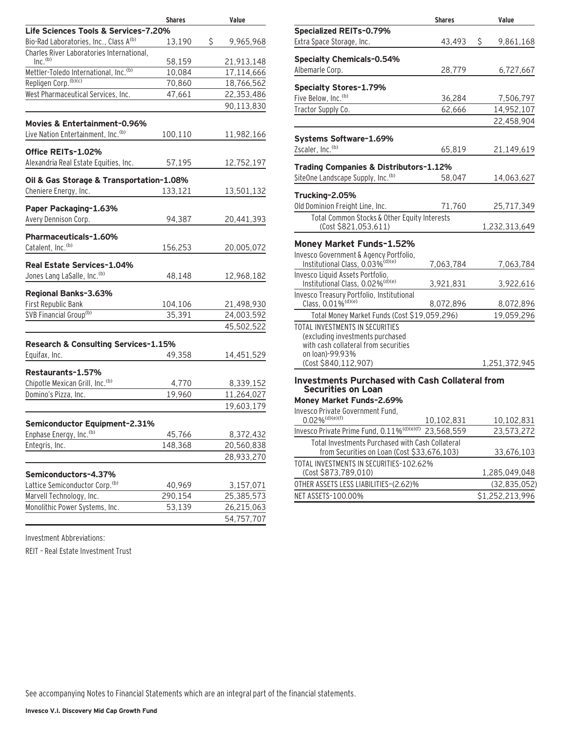| | Shares | Value |
|---|---|---|
| **Life Sciences Tools & Services-7.20%** | | |
| Bio-Rad Laboratories, Inc., Class A[(b)] | 13,190 | $ 9,965,968 |
| Charles River Laboratories International, Inc.[(b)] | 58,159 | 21,913,148 |
| Mettler-Toledo International, Inc.[(b)] | 10,084 | 17,114,666 |
| Repligen Corp.[(b)(c)] | 70,860 | 18,766,562 |
| West Pharmaceutical Services, Inc. | 47,661 | 22,353,486 |
| | | 90,113,830 |
| **Movies & Entertainment-0.96%** | | |
| Live Nation Entertainment, Inc.[(b)] | 100,110 | 11,982,166 |
| **Office REITs-1.02%** | | |
| Alexandria Real Estate Equities, Inc. | 57,195 | 12,752,197 |
| **Oil & Gas Storage & Transportation-1.08%** | | |
| Cheniere Energy, Inc. | 133,121 | 13,501,132 |
| **Paper Packaging-1.63%** | | |
| Avery Dennison Corp. | 94,387 | 20,441,393 |
| **Pharmaceuticals-1.60%** | | |
| Catalent, Inc.[(b)] | 156,253 | 20,005,072 |
| **Real Estate Services-1.04%** | | |
| Jones Lang LaSalle, Inc.[(b)] | 48,148 | 12,968,182 |
| **Regional Banks-3.63%** | | |
| First Republic Bank | 104,106 | 21,498,930 |
| SVB Financial Group[(b)] | 35,391 | 24,003,592 |
| | | 45,502,522 |
| **Research & Consulting Services-1.15%** | | |
| Equifax, Inc. | 49,358 | 14,451,529 |
| **Restaurants-1.57%** | | |
| Chipotle Mexican Grill, Inc.[(b)] | 4,770 | 8,339,152 |
| Domino's Pizza, Inc. | 19,960 | 11,264,027 |
| | | 19,603,179 |
| **Semiconductor Equipment-2.31%** | | |
| Enphase Energy, Inc.[(b)] | 45,766 | 8,372,432 |
| Entegris, Inc. | 148,368 | 20,560,838 |
| | | 28,933,270 |
| **Semiconductors-4.37%** | | |
| Lattice Semiconductor Corp.[(b)] | 40,969 | 3,157,071 |
| Marvell Technology, Inc. | 290,154 | 25,385,573 |
| Monolithic Power Systems, Inc. | 53,139 | 26,215,063 |
| | | 54,757,707 |
| **Specialized REITs-0.79%** | | |
| Extra Space Storage, Inc. | 43,493 | $ 9,861,168 |
| **Specialty Chemicals-0.54%** | | |
| Albemarle Corp. | 28,779 | 6,727,667 |
| **Specialty Stores-1.79%** | | |
| Five Below, Inc.[(b)] | 36,284 | 7,506,797 |
| Tractor Supply Co. | 62,666 | 14,952,107 |
| | | 22,458,904 |
| **Systems Software-1.69%** | | |
| Zscaler, Inc.[(b)] | 65,819 | 21,149,619 |
| **Trading Companies & Distributors-1.12%** | | |
| SiteOne Landscape Supply, Inc.[(b)] | 58,047 | 14,063,627 |
| **Trucking-2.05%** | | |
| Old Dominion Freight Line, Inc. | 71,760 | 25,717,349 |
| Total Common Stocks & Other Equity Interests (Cost $821,053,611) | | 1,232,313,649 |
| **Money Market Funds-1.52%** | | |
| Invesco Government & Agency Portfolio, Institutional Class, 0.03%[(d)(e)] | 7,063,784 | 7,063,784 |
| Invesco Liquid Assets Portfolio, Institutional Class, 0.02%[(d)(e)] | 3,921,831 | 3,922,616 |
| Invesco Treasury Portfolio, Institutional Class, 0.01%[(d)(e)] | 8,072,896 | 8,072,896 |
| Total Money Market Funds (Cost $19,059,296) | | 19,059,296 |
| TOTAL INVESTMENTS IN SECURITIES (excluding investments purchased with cash collateral from securities on loan)-99.93% (Cost $840,112,907) | | 1,251,372,945 |
| **Investments Purchased with Cash Collateral from Securities on Loan** | | |
| **Money Market Funds-2.69%** | | |
| Invesco Private Government Fund, 0.02%[(d)(e)(f)] | 10,102,831 | 10,102,831 |
| Invesco Private Prime Fund, 0.11%[(d)(e)(f)] | 23,568,559 | 23,573,272 |
| Total Investments Purchased with Cash Collateral from Securities on Loan (Cost $33,676,103) | | 33,676,103 |
| TOTAL INVESTMENTS IN SECURITIES-102.62% (Cost $873,789,010) | | 1,285,049,048 |
| OTHER ASSETS LESS LIABILITIES-(2.62)% | | (32,835,052) |
| NET ASSETS-100.00% | | $1,252,213,996 |

Investment Abbreviations:

REIT – Real Estate Investment Trust

See accompanying Notes to Financial Statements which are an integral part of the financial statements.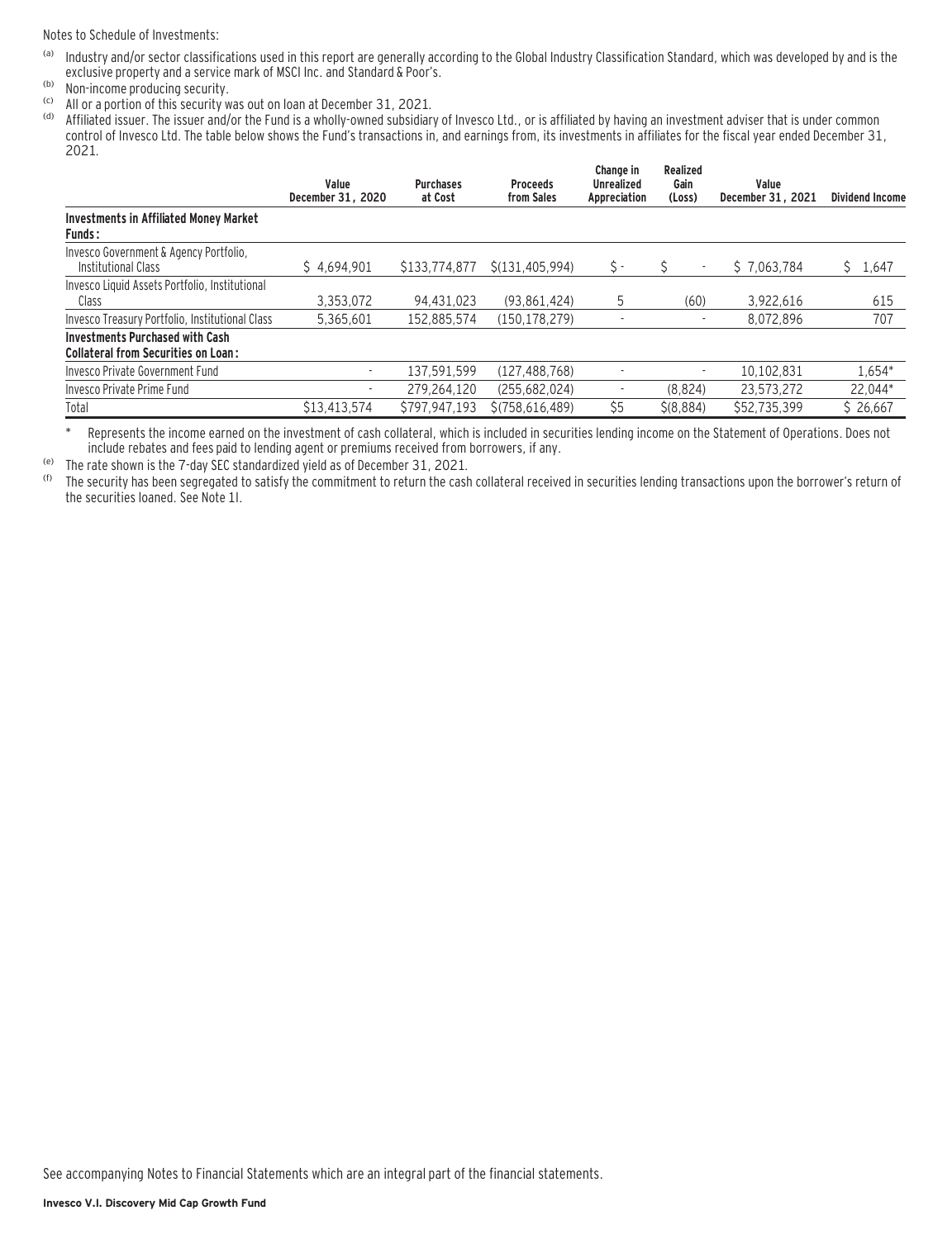Notes to Schedule of Investments:

(a) Industry and/or sector classifications used in this report are generally according to the Global Industry Classification Standard, which was developed by and is the exclusive property and a service mark of MSCI Inc. and Standard & Poor's.

(b) Non-income producing security.

(c) All or a portion of this security was out on loan at December 31, 2021.

(d) Affiliated issuer. The issuer and/or the Fund is a wholly-owned subsidiary of Invesco Ltd., or is affiliated by having an investment adviser that is under common control of Invesco Ltd. The table below shows the Fund's transactions in, and earnings from, its investments in affiliates for the fiscal year ended December 31, 2021.

| | Value December 31, 2020 | Purchases at Cost | Proceeds from Sales | Change in Unrealized Appreciation | Realized Gain (Loss) | Value December 31, 2021 | Dividend Income |
|---|---|---|---|---|---|---|---|
| **Investments in Affiliated Money Market Funds:** | | | | | | | |
| Invesco Government & Agency Portfolio, Institutional Class | $ 4,694,901 | $133,774,877 | $(131,405,994) | $ - | $ - | $ 7,063,784 | $ 1,647 |
| Invesco Liquid Assets Portfolio, Institutional Class | 3,353,072 | 94,431,023 | (93,861,424) | 5 | (60) | 3,922,616 | 615 |
| Invesco Treasury Portfolio, Institutional Class | 5,365,601 | 152,885,574 | (150,178,279) | - | - | 8,072,896 | 707 |
| **Investments Purchased with Cash Collateral from Securities on Loan:** | | | | | | | |
| Invesco Private Government Fund | - | 137,591,599 | (127,488,768) | - | - | 10,102,831 | 1,654* |
| Invesco Private Prime Fund | - | 279,264,120 | (255,682,024) | - | (8,824) | 23,573,272 | 22,044* |
| Total | $13,413,574 | $797,947,193 | $(758,616,489) | $5 | $(8,884) | $52,735,399 | $ 26,667 |

\* Represents the income earned on the investment of cash collateral, which is included in securities lending income on the Statement of Operations. Does not include rebates and fees paid to lending agent or premiums received from borrowers, if any.

(e) The rate shown is the 7-day SEC standardized yield as of December 31, 2021.

(f) The security has been segregated to satisfy the commitment to return the cash collateral received in securities lending transactions upon the borrower's return of the securities loaned. See Note 1I.

See accompanying Notes to Financial Statements which are an integral part of the financial statements.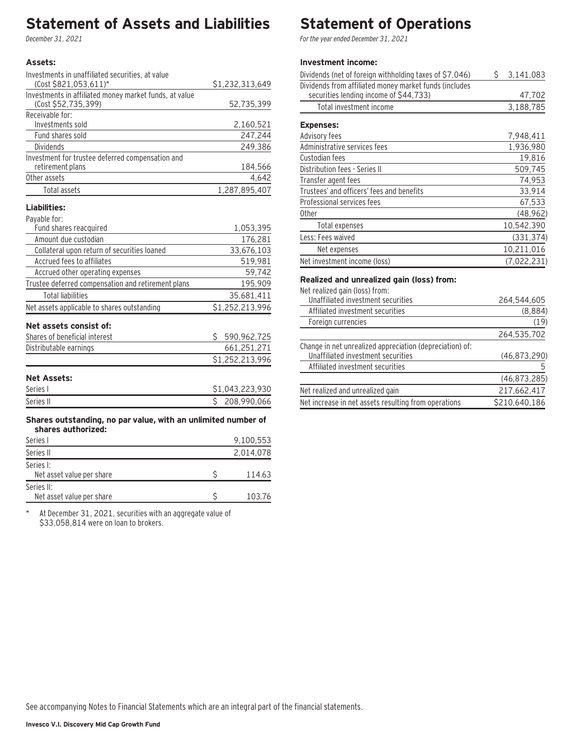# Statement of Assets and Liabilities

*December 31, 2021*

| | |
|---|---|
| **Assets:** | |
| Investments in unaffiliated securities, at value (Cost $821,053,611)* | $1,232,313,649 |
| Investments in affiliated money market funds, at value (Cost $52,735,399) | 52,735,399 |
| Receivable for: | |
| Investments sold | 2,160,521 |
| Fund shares sold | 247,244 |
| Dividends | 249,386 |
| Investment for trustee deferred compensation and retirement plans | 184,566 |
| Other assets | 4,642 |
| Total assets | 1,287,895,407 |
| **Liabilities:** | |
| Payable for: | |
| Fund shares reacquired | 1,053,395 |
| Amount due custodian | 176,281 |
| Collateral upon return of securities loaned | 33,676,103 |
| Accrued fees to affiliates | 519,981 |
| Accrued other operating expenses | 59,742 |
| Trustee deferred compensation and retirement plans | 195,909 |
| Total liabilities | 35,681,411 |
| Net assets applicable to shares outstanding | $1,252,213,996 |
| **Net assets consist of:** | |
| Shares of beneficial interest | $ 590,962,725 |
| Distributable earnings | 661,251,271 |
| | $1,252,213,996 |
| **Net Assets:** | |
| Series I | $1,043,223,930 |
| Series II | $ 208,990,066 |
| **Shares outstanding, no par value, with an unlimited number of shares authorized:** | |
| Series I | 9,100,553 |
| Series II | 2,014,078 |
| Series I: Net asset value per share | $ 114.63 |
| Series II: Net asset value per share | $ 103.76 |

\* At December 31, 2021, securities with an aggregate value of $33,058,814 were on loan to brokers.

# Statement of Operations

*For the year ended December 31, 2021*

| | |
|---|---|
| **Investment income:** | |
| Dividends (net of foreign withholding taxes of $7,046) | $ 3,141,083 |
| Dividends from affiliated money market funds (includes securities lending income of $44,733) | 47,702 |
| Total investment income | 3,188,785 |
| **Expenses:** | |
| Advisory fees | 7,948,411 |
| Administrative services fees | 1,936,980 |
| Custodian fees | 19,816 |
| Distribution fees - Series II | 509,745 |
| Transfer agent fees | 74,953 |
| Trustees' and officers' fees and benefits | 33,914 |
| Professional services fees | 67,533 |
| Other | (48,962) |
| Total expenses | 10,542,390 |
| Less: Fees waived | (331,374) |
| Net expenses | 10,211,016 |
| Net investment income (loss) | (7,022,231) |
| **Realized and unrealized gain (loss) from:** | |
| Net realized gain (loss) from: | |
| Unaffiliated investment securities | 264,544,605 |
| Affiliated investment securities | (8,884) |
| Foreign currencies | (19) |
| | 264,535,702 |
| Change in net unrealized appreciation (depreciation) of: | |
| Unaffiliated investment securities | (46,873,290) |
| Affiliated investment securities | 5 |
| | (46,873,285) |
| Net realized and unrealized gain | 217,662,417 |
| Net increase in net assets resulting from operations | $210,640,186 |

See accompanying Notes to Financial Statements which are an integral part of the financial statements.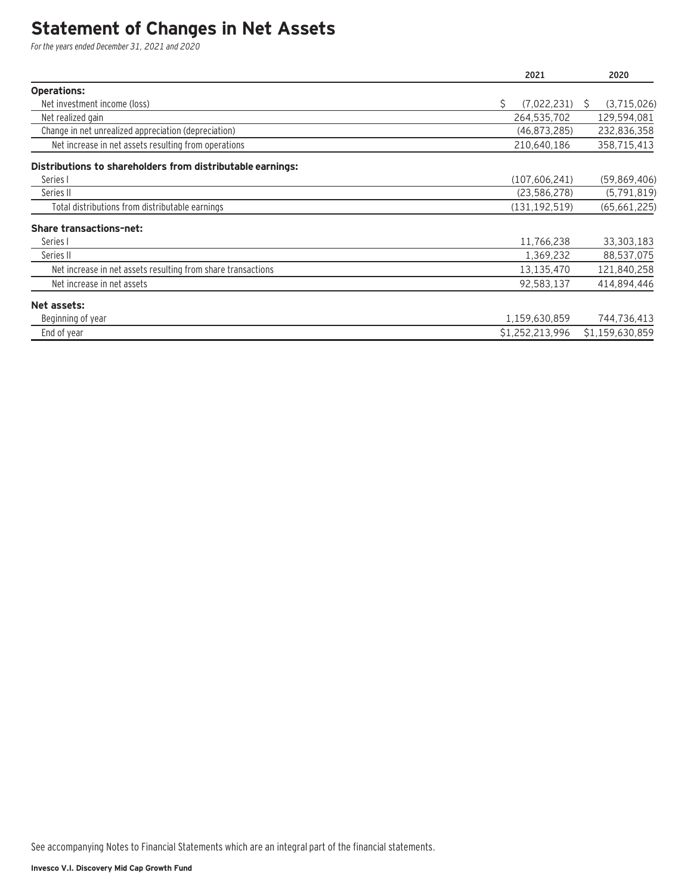# Statement of Changes in Net Assets

*For the years ended December 31, 2021 and 2020*

| | 2021 | 2020 |
|---|---|---|
| **Operations:** | | |
| Net investment income (loss) | $ (7,022,231) | $ (3,715,026) |
| Net realized gain | 264,535,702 | 129,594,081 |
| Change in net unrealized appreciation (depreciation) | (46,873,285) | 232,836,358 |
| Net increase in net assets resulting from operations | 210,640,186 | 358,715,413 |
| **Distributions to shareholders from distributable earnings:** | | |
| Series I | (107,606,241) | (59,869,406) |
| Series II | (23,586,278) | (5,791,819) |
| Total distributions from distributable earnings | (131,192,519) | (65,661,225) |
| **Share transactions–net:** | | |
| Series I | 11,766,238 | 33,303,183 |
| Series II | 1,369,232 | 88,537,075 |
| Net increase in net assets resulting from share transactions | 13,135,470 | 121,840,258 |
| Net increase in net assets | 92,583,137 | 414,894,446 |
| **Net assets:** | | |
| Beginning of year | 1,159,630,859 | 744,736,413 |
| End of year | $1,252,213,996 | $1,159,630,859 |

See accompanying Notes to Financial Statements which are an integral part of the financial statements.

**Invesco V.I. Discovery Mid Cap Growth Fund**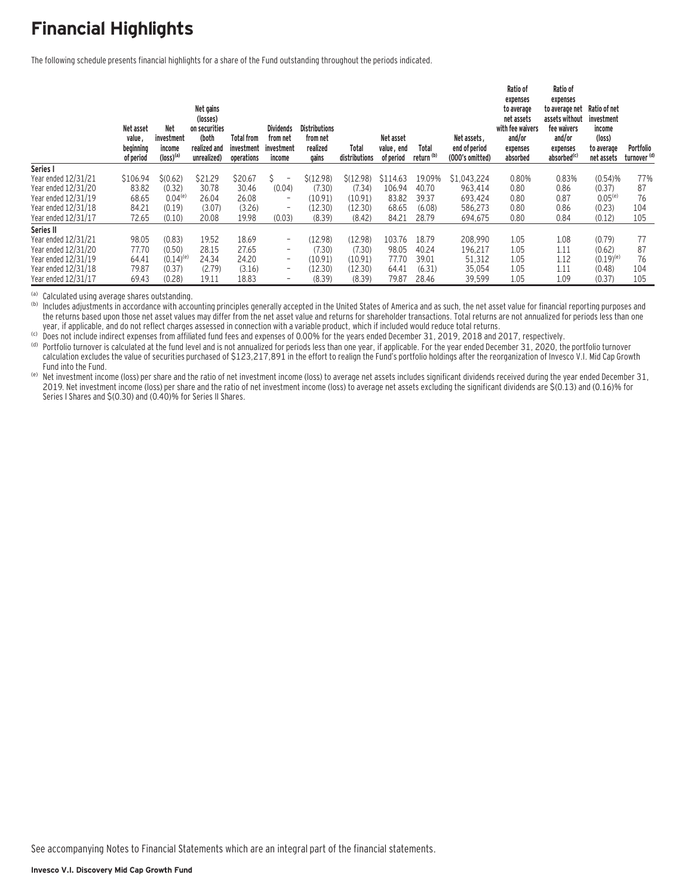# Financial Highlights

The following schedule presents financial highlights for a share of the Fund outstanding throughout the periods indicated.

| | Net asset value, beginning of period | Net investment income (loss)[(a)] | Net gains (losses) on securities (both realized and unrealized) | Total from investment operations | Dividends from net investment income | Distributions from net realized gains | Total distributions | Net asset value, end of period | Total return [(b)] | Net assets, end of period (000's omitted) | Ratio of expenses to average net assets with fee waivers and/or expenses absorbed | Ratio of expenses to average net assets without fee waivers and/or expenses absorbed[(c)] | Ratio of net investment income (loss) to average net assets | Portfolio turnover [(d)] |
|---|---|---|---|---|---|---|---|---|---|---|---|---|---|---|
| **Series I** | | | | | | | | | | | | | | |
| Year ended 12/31/21 | $106.94 | $(0.62) | $21.29 | $20.67 | $ – | $(12.98) | $(12.98) | $114.63 | 19.09% | $1,043,224 | 0.80% | 0.83% | (0.54)% | 77% |
| Year ended 12/31/20 | 83.82 | (0.32) | 30.78 | 30.46 | (0.04) | (7.30) | (7.34) | 106.94 | 40.70 | 963,414 | 0.80 | 0.86 | (0.37) | 87 |
| Year ended 12/31/19 | 68.65 | 0.04[(e)] | 26.04 | 26.08 | – | (10.91) | (10.91) | 83.82 | 39.37 | 693,424 | 0.80 | 0.87 | 0.05[(e)] | 76 |
| Year ended 12/31/18 | 84.21 | (0.19) | (3.07) | (3.26) | – | (12.30) | (12.30) | 68.65 | (6.08) | 586,273 | 0.80 | 0.86 | (0.23) | 104 |
| Year ended 12/31/17 | 72.65 | (0.10) | 20.08 | 19.98 | (0.03) | (8.39) | (8.42) | 84.21 | 28.79 | 694,675 | 0.80 | 0.84 | (0.12) | 105 |
| **Series II** | | | | | | | | | | | | | | |
| Year ended 12/31/21 | 98.05 | (0.83) | 19.52 | 18.69 | – | (12.98) | (12.98) | 103.76 | 18.79 | 208,990 | 1.05 | 1.08 | (0.79) | 77 |
| Year ended 12/31/20 | 77.70 | (0.50) | 28.15 | 27.65 | – | (7.30) | (7.30) | 98.05 | 40.24 | 196,217 | 1.05 | 1.11 | (0.62) | 87 |
| Year ended 12/31/19 | 64.41 | (0.14)[(e)] | 24.34 | 24.20 | – | (10.91) | (10.91) | 77.70 | 39.01 | 51,312 | 1.05 | 1.12 | (0.19)[(e)] | 76 |
| Year ended 12/31/18 | 79.87 | (0.37) | (2.79) | (3.16) | – | (12.30) | (12.30) | 64.41 | (6.31) | 35,054 | 1.05 | 1.11 | (0.48) | 104 |
| Year ended 12/31/17 | 69.43 | (0.28) | 19.11 | 18.83 | – | (8.39) | (8.39) | 79.87 | 28.46 | 39,599 | 1.05 | 1.09 | (0.37) | 105 |

(a) Calculated using average shares outstanding.

(b) Includes adjustments in accordance with accounting principles generally accepted in the United States of America and as such, the net asset value for financial reporting purposes and the returns based upon those net asset values may differ from the net asset value and returns for shareholder transactions. Total returns are not annualized for periods less than one year, if applicable, and do not reflect charges assessed in connection with a variable product, which if included would reduce total returns.

(c) Does not include indirect expenses from affiliated fund fees and expenses of 0.00% for the years ended December 31, 2019, 2018 and 2017, respectively.

(d) Portfolio turnover is calculated at the fund level and is not annualized for periods less than one year, if applicable. For the year ended December 31, 2020, the portfolio turnover calculation excludes the value of securities purchased of $123,217,891 in the effort to realign the Fund's portfolio holdings after the reorganization of Invesco V.I. Mid Cap Growth Fund into the Fund.

(e) Net investment income (loss) per share and the ratio of net investment income (loss) to average net assets includes significant dividends received during the year ended December 31, 2019. Net investment income (loss) per share and the ratio of net investment income (loss) to average net assets excluding the significant dividends are $(0.13) and (0.16)% for Series I Shares and $(0.30) and (0.40)% for Series II Shares.

See accompanying Notes to Financial Statements which are an integral part of the financial statements.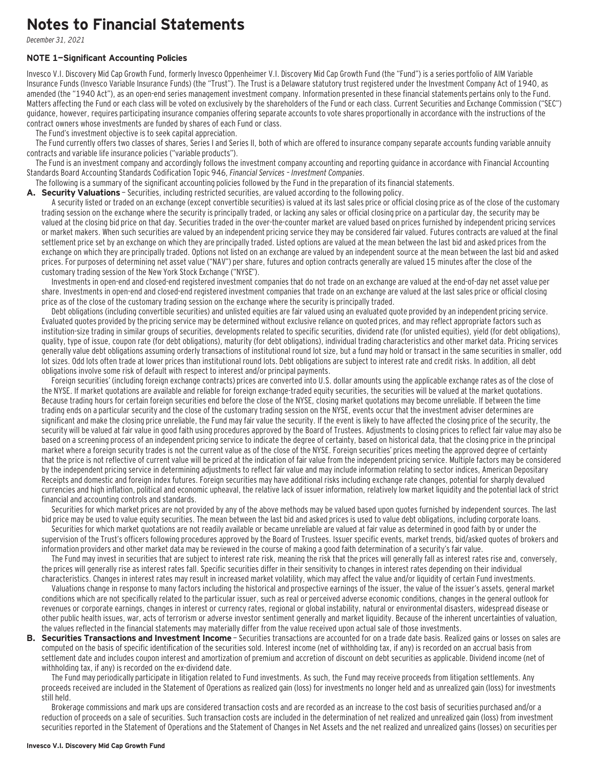# Notes to Financial Statements

*December 31, 2021*

### NOTE 1—Significant Accounting Policies

Invesco V.I. Discovery Mid Cap Growth Fund, formerly Invesco Oppenheimer V.I. Discovery Mid Cap Growth Fund (the "Fund") is a series portfolio of AIM Variable Insurance Funds (Invesco Variable Insurance Funds) (the "Trust"). The Trust is a Delaware statutory trust registered under the Investment Company Act of 1940, as amended (the "1940 Act"), as an open-end series management investment company. Information presented in these financial statements pertains only to the Fund. Matters affecting the Fund or each class will be voted on exclusively by the shareholders of the Fund or each class. Current Securities and Exchange Commission ("SEC") guidance, however, requires participating insurance companies offering separate accounts to vote shares proportionally in accordance with the instructions of the contract owners whose investments are funded by shares of each Fund or class.

The Fund's investment objective is to seek capital appreciation.

The Fund currently offers two classes of shares, Series I and Series II, both of which are offered to insurance company separate accounts funding variable annuity contracts and variable life insurance policies ("variable products").

The Fund is an investment company and accordingly follows the investment company accounting and reporting guidance in accordance with Financial Accounting Standards Board Accounting Standards Codification Topic 946, *Financial Services – Investment Companies*.

The following is a summary of the significant accounting policies followed by the Fund in the preparation of its financial statements.

**A. Security Valuations** – Securities, including restricted securities, are valued according to the following policy.

A security listed or traded on an exchange (except convertible securities) is valued at its last sales price or official closing price as of the close of the customary trading session on the exchange where the security is principally traded, or lacking any sales or official closing price on a particular day, the security may be valued at the closing bid price on that day. Securities traded in the over-the-counter market are valued based on prices furnished by independent pricing services or market makers. When such securities are valued by an independent pricing service they may be considered fair valued. Futures contracts are valued at the final settlement price set by an exchange on which they are principally traded. Listed options are valued at the mean between the last bid and asked prices from the exchange on which they are principally traded. Options not listed on an exchange are valued by an independent source at the mean between the last bid and asked prices. For purposes of determining net asset value ("NAV") per share, futures and option contracts generally are valued 15 minutes after the close of the customary trading session of the New York Stock Exchange ("NYSE").

Investments in open-end and closed-end registered investment companies that do not trade on an exchange are valued at the end-of-day net asset value per share. Investments in open-end and closed-end registered investment companies that trade on an exchange are valued at the last sales price or official closing price as of the close of the customary trading session on the exchange where the security is principally traded.

Debt obligations (including convertible securities) and unlisted equities are fair valued using an evaluated quote provided by an independent pricing service. Evaluated quotes provided by the pricing service may be determined without exclusive reliance on quoted prices, and may reflect appropriate factors such as institution-size trading in similar groups of securities, developments related to specific securities, dividend rate (for unlisted equities), yield (for debt obligations), quality, type of issue, coupon rate (for debt obligations), maturity (for debt obligations), individual trading characteristics and other market data. Pricing services generally value debt obligations assuming orderly transactions of institutional round lot size, but a fund may hold or transact in the same securities in smaller, odd lot sizes. Odd lots often trade at lower prices than institutional round lots. Debt obligations are subject to interest rate and credit risks. In addition, all debt obligations involve some risk of default with respect to interest and/or principal payments.

Foreign securities' (including foreign exchange contracts) prices are converted into U.S. dollar amounts using the applicable exchange rates as of the close of the NYSE. If market quotations are available and reliable for foreign exchange-traded equity securities, the securities will be valued at the market quotations. Because trading hours for certain foreign securities end before the close of the NYSE, closing market quotations may become unreliable. If between the time trading ends on a particular security and the close of the customary trading session on the NYSE, events occur that the investment adviser determines are significant and make the closing price unreliable, the Fund may fair value the security. If the event is likely to have affected the closing price of the security, the security will be valued at fair value in good faith using procedures approved by the Board of Trustees. Adjustments to closing prices to reflect fair value may also be based on a screening process of an independent pricing service to indicate the degree of certainty, based on historical data, that the closing price in the principal market where a foreign security trades is not the current value as of the close of the NYSE. Foreign securities' prices meeting the approved degree of certainty that the price is not reflective of current value will be priced at the indication of fair value from the independent pricing service. Multiple factors may be considered by the independent pricing service in determining adjustments to reflect fair value and may include information relating to sector indices, American Depositary Receipts and domestic and foreign index futures. Foreign securities may have additional risks including exchange rate changes, potential for sharply devalued currencies and high inflation, political and economic upheaval, the relative lack of issuer information, relatively low market liquidity and the potential lack of strict financial and accounting controls and standards.

Securities for which market prices are not provided by any of the above methods may be valued based upon quotes furnished by independent sources. The last bid price may be used to value equity securities. The mean between the last bid and asked prices is used to value debt obligations, including corporate loans.

Securities for which market quotations are not readily available or became unreliable are valued at fair value as determined in good faith by or under the supervision of the Trust's officers following procedures approved by the Board of Trustees. Issuer specific events, market trends, bid/asked quotes of brokers and information providers and other market data may be reviewed in the course of making a good faith determination of a security's fair value.

The Fund may invest in securities that are subject to interest rate risk, meaning the risk that the prices will generally fall as interest rates rise and, conversely, the prices will generally rise as interest rates fall. Specific securities differ in their sensitivity to changes in interest rates depending on their individual characteristics. Changes in interest rates may result in increased market volatility, which may affect the value and/or liquidity of certain Fund investments.

Valuations change in response to many factors including the historical and prospective earnings of the issuer, the value of the issuer's assets, general market conditions which are not specifically related to the particular issuer, such as real or perceived adverse economic conditions, changes in the general outlook for revenues or corporate earnings, changes in interest or currency rates, regional or global instability, natural or environmental disasters, widespread disease or other public health issues, war, acts of terrorism or adverse investor sentiment generally and market liquidity. Because of the inherent uncertainties of valuation, the values reflected in the financial statements may materially differ from the value received upon actual sale of those investments.

**B. Securities Transactions and Investment Income** – Securities transactions are accounted for on a trade date basis. Realized gains or losses on sales are computed on the basis of specific identification of the securities sold. Interest income (net of withholding tax, if any) is recorded on an accrual basis from settlement date and includes coupon interest and amortization of premium and accretion of discount on debt securities as applicable. Dividend income (net of withholding tax, if any) is recorded on the ex-dividend date.

The Fund may periodically participate in litigation related to Fund investments. As such, the Fund may receive proceeds from litigation settlements. Any proceeds received are included in the Statement of Operations as realized gain (loss) for investments no longer held and as unrealized gain (loss) for investments still held.

Brokerage commissions and mark ups are considered transaction costs and are recorded as an increase to the cost basis of securities purchased and/or a reduction of proceeds on a sale of securities. Such transaction costs are included in the determination of net realized and unrealized gain (loss) from investment securities reported in the Statement of Operations and the Statement of Changes in Net Assets and the net realized and unrealized gains (losses) on securities per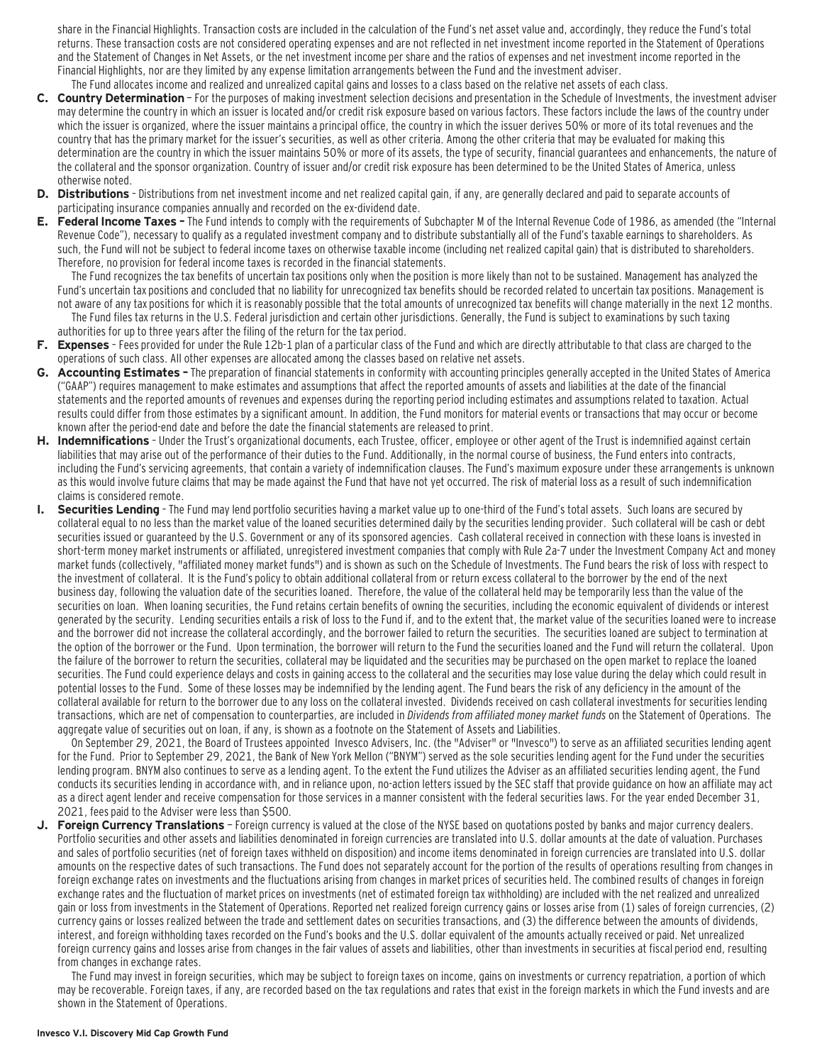share in the Financial Highlights. Transaction costs are included in the calculation of the Fund's net asset value and, accordingly, they reduce the Fund's total returns. These transaction costs are not considered operating expenses and are not reflected in net investment income reported in the Statement of Operations and the Statement of Changes in Net Assets, or the net investment income per share and the ratios of expenses and net investment income reported in the Financial Highlights, nor are they limited by any expense limitation arrangements between the Fund and the investment adviser.

The Fund allocates income and realized and unrealized capital gains and losses to a class based on the relative net assets of each class.

**C. Country Determination** – For the purposes of making investment selection decisions and presentation in the Schedule of Investments, the investment adviser may determine the country in which an issuer is located and/or credit risk exposure based on various factors. These factors include the laws of the country under which the issuer is organized, where the issuer maintains a principal office, the country in which the issuer derives 50% or more of its total revenues and the country that has the primary market for the issuer's securities, as well as other criteria. Among the other criteria that may be evaluated for making this determination are the country in which the issuer maintains 50% or more of its assets, the type of security, financial guarantees and enhancements, the nature of the collateral and the sponsor organization. Country of issuer and/or credit risk exposure has been determined to be the United States of America, unless otherwise noted.

**D. Distributions** – Distributions from net investment income and net realized capital gain, if any, are generally declared and paid to separate accounts of participating insurance companies annually and recorded on the ex-dividend date.

**E. Federal Income Taxes –** The Fund intends to comply with the requirements of Subchapter M of the Internal Revenue Code of 1986, as amended (the "Internal Revenue Code"), necessary to qualify as a regulated investment company and to distribute substantially all of the Fund's taxable earnings to shareholders. As such, the Fund will not be subject to federal income taxes on otherwise taxable income (including net realized capital gain) that is distributed to shareholders. Therefore, no provision for federal income taxes is recorded in the financial statements.

The Fund recognizes the tax benefits of uncertain tax positions only when the position is more likely than not to be sustained. Management has analyzed the Fund's uncertain tax positions and concluded that no liability for unrecognized tax benefits should be recorded related to uncertain tax positions. Management is not aware of any tax positions for which it is reasonably possible that the total amounts of unrecognized tax benefits will change materially in the next 12 months.

The Fund files tax returns in the U.S. Federal jurisdiction and certain other jurisdictions. Generally, the Fund is subject to examinations by such taxing authorities for up to three years after the filing of the return for the tax period.

**F. Expenses** – Fees provided for under the Rule 12b-1 plan of a particular class of the Fund and which are directly attributable to that class are charged to the operations of such class. All other expenses are allocated among the classes based on relative net assets.

**G. Accounting Estimates –** The preparation of financial statements in conformity with accounting principles generally accepted in the United States of America ("GAAP") requires management to make estimates and assumptions that affect the reported amounts of assets and liabilities at the date of the financial statements and the reported amounts of revenues and expenses during the reporting period including estimates and assumptions related to taxation. Actual results could differ from those estimates by a significant amount. In addition, the Fund monitors for material events or transactions that may occur or become known after the period-end date and before the date the financial statements are released to print.

**H. Indemnifications** – Under the Trust's organizational documents, each Trustee, officer, employee or other agent of the Trust is indemnified against certain liabilities that may arise out of the performance of their duties to the Fund. Additionally, in the normal course of business, the Fund enters into contracts, including the Fund's servicing agreements, that contain a variety of indemnification clauses. The Fund's maximum exposure under these arrangements is unknown as this would involve future claims that may be made against the Fund that have not yet occurred. The risk of material loss as a result of such indemnification claims is considered remote.

**I. Securities Lending** – The Fund may lend portfolio securities having a market value up to one-third of the Fund's total assets. Such loans are secured by collateral equal to no less than the market value of the loaned securities determined daily by the securities lending provider. Such collateral will be cash or debt securities issued or guaranteed by the U.S. Government or any of its sponsored agencies. Cash collateral received in connection with these loans is invested in short-term money market instruments or affiliated, unregistered investment companies that comply with Rule 2a-7 under the Investment Company Act and money market funds (collectively, "affiliated money market funds") and is shown as such on the Schedule of Investments. The Fund bears the risk of loss with respect to the investment of collateral. It is the Fund's policy to obtain additional collateral from or return excess collateral to the borrower by the end of the next business day, following the valuation date of the securities loaned. Therefore, the value of the collateral held may be temporarily less than the value of the securities on loan. When loaning securities, the Fund retains certain benefits of owning the securities, including the economic equivalent of dividends or interest generated by the security. Lending securities entails a risk of loss to the Fund if, and to the extent that, the market value of the securities loaned were to increase and the borrower did not increase the collateral accordingly, and the borrower failed to return the securities. The securities loaned are subject to termination at the option of the borrower or the Fund. Upon termination, the borrower will return to the Fund the securities loaned and the Fund will return the collateral. Upon the failure of the borrower to return the securities, collateral may be liquidated and the securities may be purchased on the open market to replace the loaned securities. The Fund could experience delays and costs in gaining access to the collateral and the securities may lose value during the delay which could result in potential losses to the Fund. Some of these losses may be indemnified by the lending agent. The Fund bears the risk of any deficiency in the amount of the collateral available for return to the borrower due to any loss on the collateral invested. Dividends received on cash collateral investments for securities lending transactions, which are net of compensation to counterparties, are included in *Dividends from affiliated money market funds* on the Statement of Operations. The aggregate value of securities out on loan, if any, is shown as a footnote on the Statement of Assets and Liabilities.

On September 29, 2021, the Board of Trustees appointed Invesco Advisers, Inc. (the "Adviser" or "Invesco") to serve as an affiliated securities lending agent for the Fund. Prior to September 29, 2021, the Bank of New York Mellon ("BNYM") served as the sole securities lending agent for the Fund under the securities lending program. BNYM also continues to serve as a lending agent. To the extent the Fund utilizes the Adviser as an affiliated securities lending agent, the Fund conducts its securities lending in accordance with, and in reliance upon, no-action letters issued by the SEC staff that provide guidance on how an affiliate may act as a direct agent lender and receive compensation for those services in a manner consistent with the federal securities laws. For the year ended December 31, 2021, fees paid to the Adviser were less than $500.

**J. Foreign Currency Translations** – Foreign currency is valued at the close of the NYSE based on quotations posted by banks and major currency dealers. Portfolio securities and other assets and liabilities denominated in foreign currencies are translated into U.S. dollar amounts at the date of valuation. Purchases and sales of portfolio securities (net of foreign taxes withheld on disposition) and income items denominated in foreign currencies are translated into U.S. dollar amounts on the respective dates of such transactions. The Fund does not separately account for the portion of the results of operations resulting from changes in foreign exchange rates on investments and the fluctuations arising from changes in market prices of securities held. The combined results of changes in foreign exchange rates and the fluctuation of market prices on investments (net of estimated foreign tax withholding) are included with the net realized and unrealized gain or loss from investments in the Statement of Operations. Reported net realized foreign currency gains or losses arise from (1) sales of foreign currencies, (2) currency gains or losses realized between the trade and settlement dates on securities transactions, and (3) the difference between the amounts of dividends, interest, and foreign withholding taxes recorded on the Fund's books and the U.S. dollar equivalent of the amounts actually received or paid. Net unrealized foreign currency gains and losses arise from changes in the fair values of assets and liabilities, other than investments in securities at fiscal period end, resulting from changes in exchange rates.

The Fund may invest in foreign securities, which may be subject to foreign taxes on income, gains on investments or currency repatriation, a portion of which may be recoverable. Foreign taxes, if any, are recorded based on the tax regulations and rates that exist in the foreign markets in which the Fund invests and are shown in the Statement of Operations.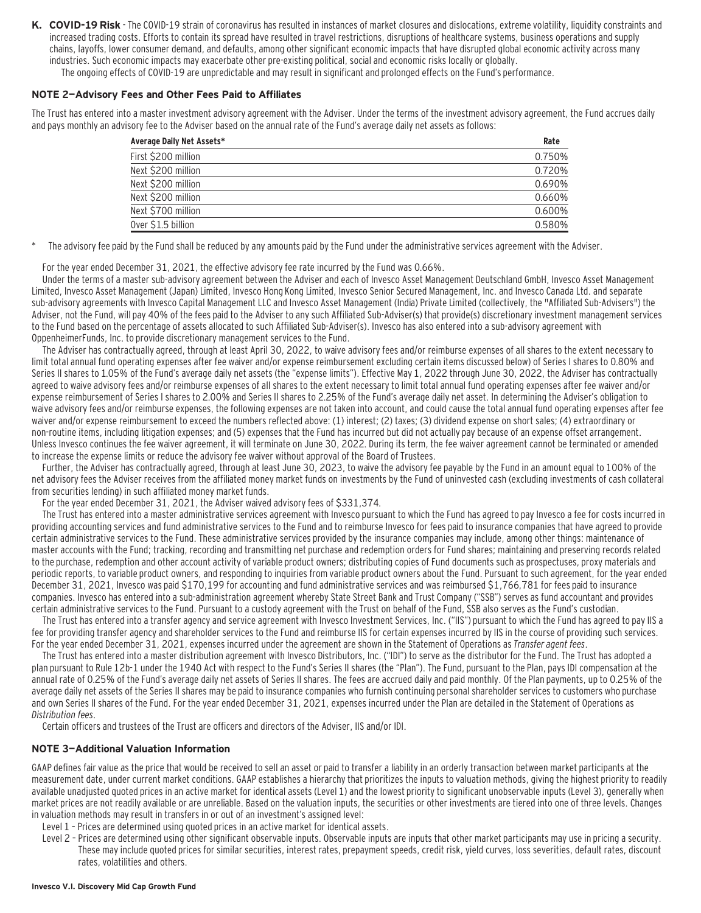**K. COVID-19 Risk** - The COVID-19 strain of coronavirus has resulted in instances of market closures and dislocations, extreme volatility, liquidity constraints and increased trading costs. Efforts to contain its spread have resulted in travel restrictions, disruptions of healthcare systems, business operations and supply chains, layoffs, lower consumer demand, and defaults, among other significant economic impacts that have disrupted global economic activity across many industries. Such economic impacts may exacerbate other pre-existing political, social and economic risks locally or globally.

The ongoing effects of COVID-19 are unpredictable and may result in significant and prolonged effects on the Fund's performance.

## NOTE 2—Advisory Fees and Other Fees Paid to Affiliates

The Trust has entered into a master investment advisory agreement with the Adviser. Under the terms of the investment advisory agreement, the Fund accrues daily and pays monthly an advisory fee to the Adviser based on the annual rate of the Fund's average daily net assets as follows:

| Average Daily Net Assets* | Rate |
|---|---|
| First $200 million | 0.750% |
| Next $200 million | 0.720% |
| Next $200 million | 0.690% |
| Next $200 million | 0.660% |
| Next $700 million | 0.600% |
| Over $1.5 billion | 0.580% |

\* The advisory fee paid by the Fund shall be reduced by any amounts paid by the Fund under the administrative services agreement with the Adviser.

For the year ended December 31, 2021, the effective advisory fee rate incurred by the Fund was 0.66%.

Under the terms of a master sub-advisory agreement between the Adviser and each of Invesco Asset Management Deutschland GmbH, Invesco Asset Management Limited, Invesco Asset Management (Japan) Limited, Invesco Hong Kong Limited, Invesco Senior Secured Management, Inc. and Invesco Canada Ltd. and separate sub-advisory agreements with Invesco Capital Management LLC and Invesco Asset Management (India) Private Limited (collectively, the "Affiliated Sub-Advisers") the Adviser, not the Fund, will pay 40% of the fees paid to the Adviser to any such Affiliated Sub-Adviser(s) that provide(s) discretionary investment management services to the Fund based on the percentage of assets allocated to such Affiliated Sub-Adviser(s). Invesco has also entered into a sub-advisory agreement with OppenheimerFunds, Inc. to provide discretionary management services to the Fund.

The Adviser has contractually agreed, through at least April 30, 2022, to waive advisory fees and/or reimburse expenses of all shares to the extent necessary to limit total annual fund operating expenses after fee waiver and/or expense reimbursement excluding certain items discussed below) of Series I shares to 0.80% and Series II shares to 1.05% of the Fund's average daily net assets (the "expense limits"). Effective May 1, 2022 through June 30, 2022, the Adviser has contractually agreed to waive advisory fees and/or reimburse expenses of all shares to the extent necessary to limit total annual fund operating expenses after fee waiver and/or expense reimbursement of Series I shares to 2.00% and Series II shares to 2.25% of the Fund's average daily net asset. In determining the Adviser's obligation to waive advisory fees and/or reimburse expenses, the following expenses are not taken into account, and could cause the total annual fund operating expenses after fee waiver and/or expense reimbursement to exceed the numbers reflected above: (1) interest; (2) taxes; (3) dividend expense on short sales; (4) extraordinary or non-routine items, including litigation expenses; and (5) expenses that the Fund has incurred but did not actually pay because of an expense offset arrangement. Unless Invesco continues the fee waiver agreement, it will terminate on June 30, 2022. During its term, the fee waiver agreement cannot be terminated or amended to increase the expense limits or reduce the advisory fee waiver without approval of the Board of Trustees.

Further, the Adviser has contractually agreed, through at least June 30, 2023, to waive the advisory fee payable by the Fund in an amount equal to 100% of the net advisory fees the Adviser receives from the affiliated money market funds on investments by the Fund of uninvested cash (excluding investments of cash collateral from securities lending) in such affiliated money market funds.

For the year ended December 31, 2021, the Adviser waived advisory fees of $331,374.

The Trust has entered into a master administrative services agreement with Invesco pursuant to which the Fund has agreed to pay Invesco a fee for costs incurred in providing accounting services and fund administrative services to the Fund and to reimburse Invesco for fees paid to insurance companies that have agreed to provide certain administrative services to the Fund. These administrative services provided by the insurance companies may include, among other things: maintenance of master accounts with the Fund; tracking, recording and transmitting net purchase and redemption orders for Fund shares; maintaining and preserving records related to the purchase, redemption and other account activity of variable product owners; distributing copies of Fund documents such as prospectuses, proxy materials and periodic reports, to variable product owners, and responding to inquiries from variable product owners about the Fund. Pursuant to such agreement, for the year ended December 31, 2021, Invesco was paid $170,199 for accounting and fund administrative services and was reimbursed $1,766,781 for fees paid to insurance companies. Invesco has entered into a sub-administration agreement whereby State Street Bank and Trust Company ("SSB") serves as fund accountant and provides certain administrative services to the Fund. Pursuant to a custody agreement with the Trust on behalf of the Fund, SSB also serves as the Fund's custodian.

The Trust has entered into a transfer agency and service agreement with Invesco Investment Services, Inc. ("IIS") pursuant to which the Fund has agreed to pay IIS a fee for providing transfer agency and shareholder services to the Fund and reimburse IIS for certain expenses incurred by IIS in the course of providing such services. For the year ended December 31, 2021, expenses incurred under the agreement are shown in the Statement of Operations as *Transfer agent fees*.

The Trust has entered into a master distribution agreement with Invesco Distributors, Inc. ("IDI") to serve as the distributor for the Fund. The Trust has adopted a plan pursuant to Rule 12b-1 under the 1940 Act with respect to the Fund's Series II shares (the "Plan"). The Fund, pursuant to the Plan, pays IDI compensation at the annual rate of 0.25% of the Fund's average daily net assets of Series II shares. The fees are accrued daily and paid monthly. Of the Plan payments, up to 0.25% of the average daily net assets of the Series II shares may be paid to insurance companies who furnish continuing personal shareholder services to customers who purchase and own Series II shares of the Fund. For the year ended December 31, 2021, expenses incurred under the Plan are detailed in the Statement of Operations as *Distribution fees*.

Certain officers and trustees of the Trust are officers and directors of the Adviser, IIS and/or IDI.

## NOTE 3—Additional Valuation Information

GAAP defines fair value as the price that would be received to sell an asset or paid to transfer a liability in an orderly transaction between market participants at the measurement date, under current market conditions. GAAP establishes a hierarchy that prioritizes the inputs to valuation methods, giving the highest priority to readily available unadjusted quoted prices in an active market for identical assets (Level 1) and the lowest priority to significant unobservable inputs (Level 3), generally when market prices are not readily available or are unreliable. Based on the valuation inputs, the securities or other investments are tiered into one of three levels. Changes in valuation methods may result in transfers in or out of an investment's assigned level:

Level 1 – Prices are determined using quoted prices in an active market for identical assets.

Level 2 – Prices are determined using other significant observable inputs. Observable inputs are inputs that other market participants may use in pricing a security. These may include quoted prices for similar securities, interest rates, prepayment speeds, credit risk, yield curves, loss severities, default rates, discount rates, volatilities and others.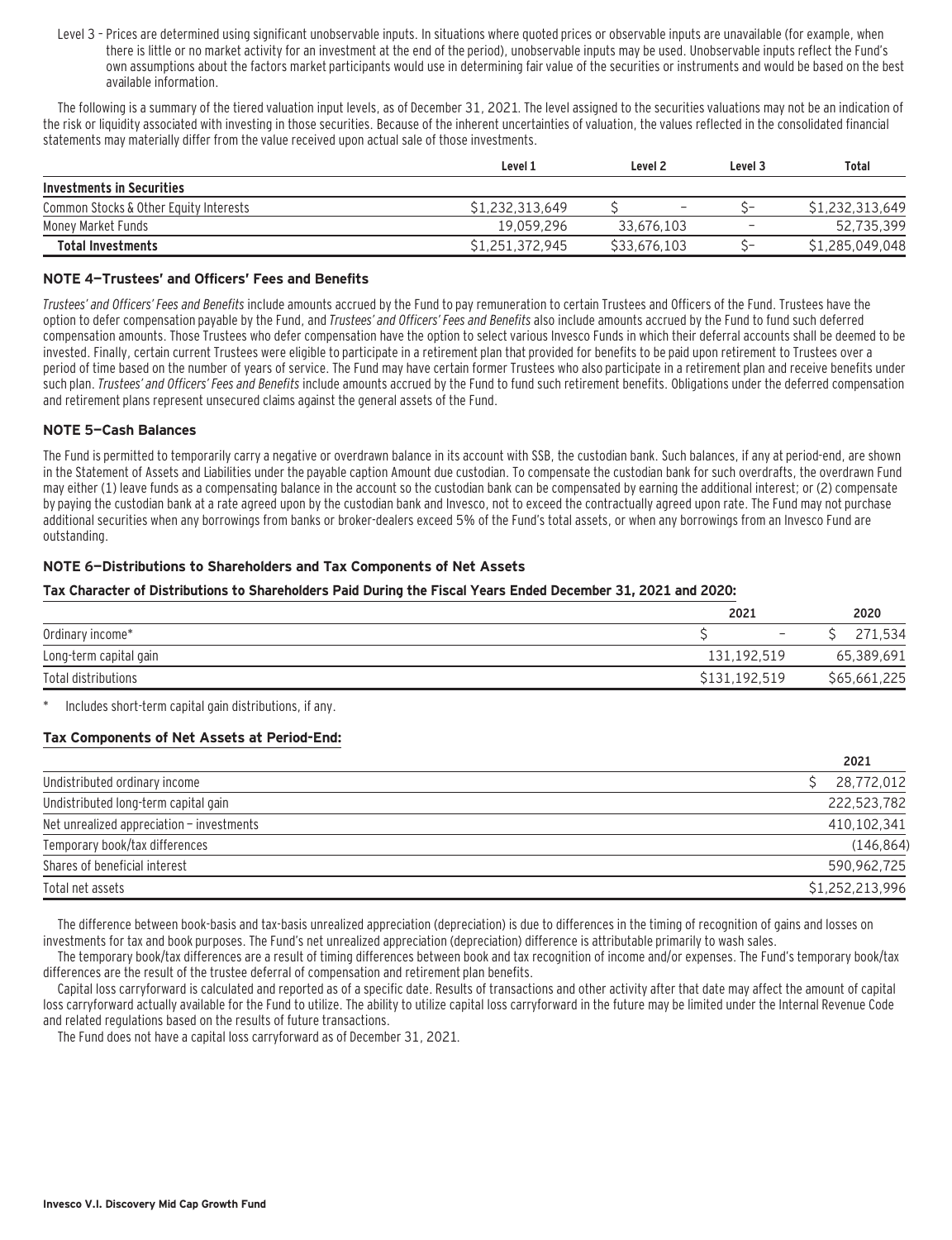Level 3 – Prices are determined using significant unobservable inputs. In situations where quoted prices or observable inputs are unavailable (for example, when there is little or no market activity for an investment at the end of the period), unobservable inputs may be used. Unobservable inputs reflect the Fund's own assumptions about the factors market participants would use in determining fair value of the securities or instruments and would be based on the best available information.

The following is a summary of the tiered valuation input levels, as of December 31, 2021. The level assigned to the securities valuations may not be an indication of the risk or liquidity associated with investing in those securities. Because of the inherent uncertainties of valuation, the values reflected in the consolidated financial statements may materially differ from the value received upon actual sale of those investments.

| | Level 1 | Level 2 | Level 3 | Total |
|---|---|---|---|---|
| **Investments in Securities** | | | | |
| Common Stocks & Other Equity Interests | $1,232,313,649 | $ – | $– | $1,232,313,649 |
| Money Market Funds | 19,059,296 | 33,676,103 | – | 52,735,399 |
| **Total Investments** | $1,251,372,945 | $33,676,103 | $– | $1,285,049,048 |

### NOTE 4—Trustees' and Officers' Fees and Benefits

*Trustees' and Officers' Fees and Benefits* include amounts accrued by the Fund to pay remuneration to certain Trustees and Officers of the Fund. Trustees have the option to defer compensation payable by the Fund, and *Trustees' and Officers' Fees and Benefits* also include amounts accrued by the Fund to fund such deferred compensation amounts. Those Trustees who defer compensation have the option to select various Invesco Funds in which their deferral accounts shall be deemed to be invested. Finally, certain current Trustees were eligible to participate in a retirement plan that provided for benefits to be paid upon retirement to Trustees over a period of time based on the number of years of service. The Fund may have certain former Trustees who also participate in a retirement plan and receive benefits under such plan. *Trustees' and Officers' Fees and Benefits* include amounts accrued by the Fund to fund such retirement benefits. Obligations under the deferred compensation and retirement plans represent unsecured claims against the general assets of the Fund.

### NOTE 5—Cash Balances

The Fund is permitted to temporarily carry a negative or overdrawn balance in its account with SSB, the custodian bank. Such balances, if any at period-end, are shown in the Statement of Assets and Liabilities under the payable caption Amount due custodian. To compensate the custodian bank for such overdrafts, the overdrawn Fund may either (1) leave funds as a compensating balance in the account so the custodian bank can be compensated by earning the additional interest; or (2) compensate by paying the custodian bank at a rate agreed upon by the custodian bank and Invesco, not to exceed the contractually agreed upon rate. The Fund may not purchase additional securities when any borrowings from banks or broker-dealers exceed 5% of the Fund's total assets, or when any borrowings from an Invesco Fund are outstanding.

### NOTE 6—Distributions to Shareholders and Tax Components of Net Assets

#### Tax Character of Distributions to Shareholders Paid During the Fiscal Years Ended December 31, 2021 and 2020:

| | 2021 | 2020 |
|---|---|---|
| Ordinary income* | $ – | $ 271,534 |
| Long-term capital gain | 131,192,519 | 65,389,691 |
| Total distributions | $131,192,519 | $65,661,225 |

\* Includes short-term capital gain distributions, if any.

#### Tax Components of Net Assets at Period-End:

| | 2021 |
|---|---|
| Undistributed ordinary income | $ 28,772,012 |
| Undistributed long-term capital gain | 222,523,782 |
| Net unrealized appreciation – investments | 410,102,341 |
| Temporary book/tax differences | (146,864) |
| Shares of beneficial interest | 590,962,725 |
| Total net assets | $1,252,213,996 |

The difference between book-basis and tax-basis unrealized appreciation (depreciation) is due to differences in the timing of recognition of gains and losses on investments for tax and book purposes. The Fund's net unrealized appreciation (depreciation) difference is attributable primarily to wash sales.

The temporary book/tax differences are a result of timing differences between book and tax recognition of income and/or expenses. The Fund's temporary book/tax differences are the result of the trustee deferral of compensation and retirement plan benefits.

Capital loss carryforward is calculated and reported as of a specific date. Results of transactions and other activity after that date may affect the amount of capital loss carryforward actually available for the Fund to utilize. The ability to utilize capital loss carryforward in the future may be limited under the Internal Revenue Code and related regulations based on the results of future transactions.

The Fund does not have a capital loss carryforward as of December 31, 2021.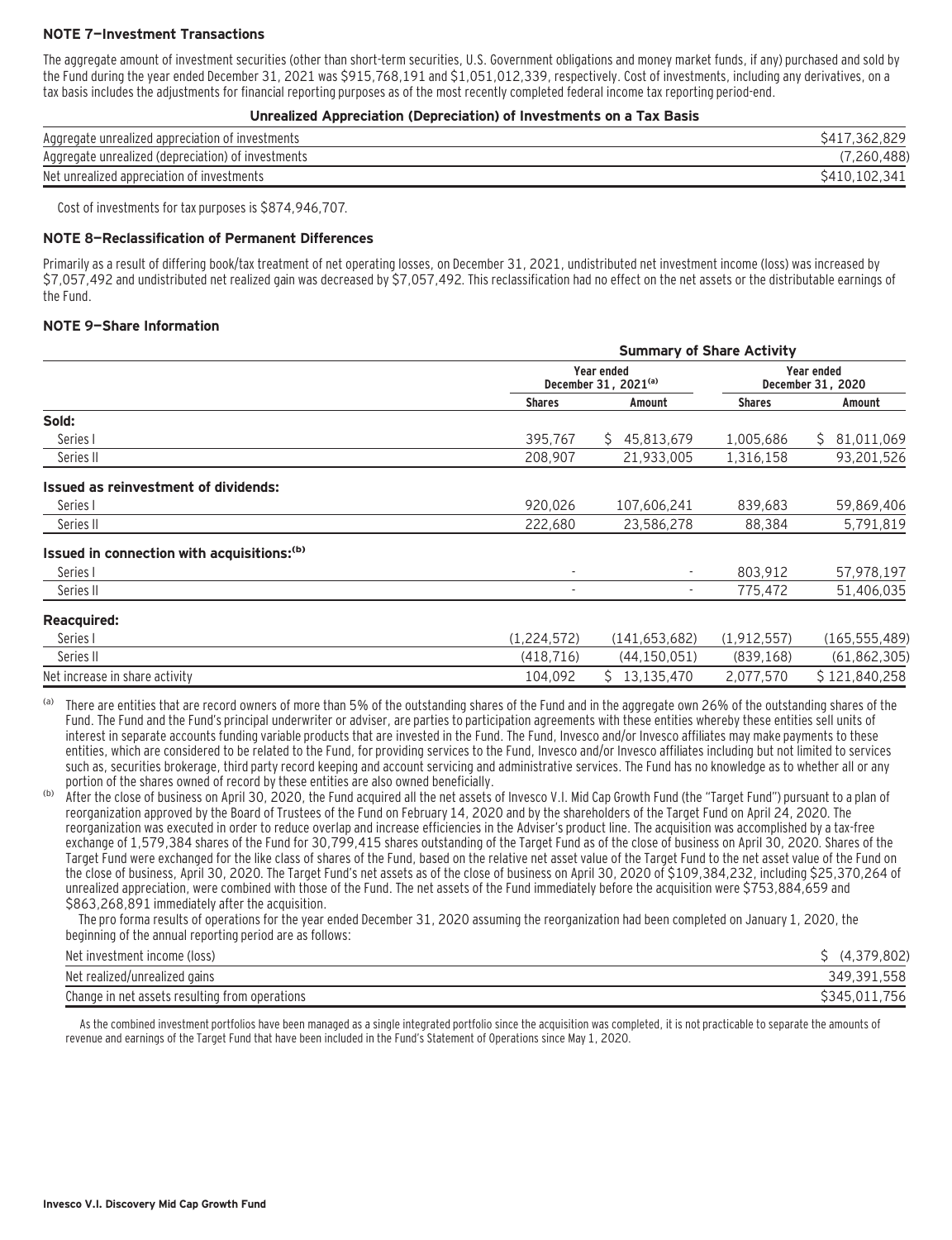## NOTE 7—Investment Transactions

The aggregate amount of investment securities (other than short-term securities, U.S. Government obligations and money market funds, if any) purchased and sold by the Fund during the year ended December 31, 2021 was $915,768,191 and $1,051,012,339, respectively. Cost of investments, including any derivatives, on a tax basis includes the adjustments for financial reporting purposes as of the most recently completed federal income tax reporting period-end.

**Unrealized Appreciation (Depreciation) of Investments on a Tax Basis**

| | |
|---|---|
| Aggregate unrealized appreciation of investments | $417,362,829 |
| Aggregate unrealized (depreciation) of investments | (7,260,488) |
| Net unrealized appreciation of investments | $410,102,341 |

Cost of investments for tax purposes is $874,946,707.

## NOTE 8—Reclassification of Permanent Differences

Primarily as a result of differing book/tax treatment of net operating losses, on December 31, 2021, undistributed net investment income (loss) was increased by $7,057,492 and undistributed net realized gain was decreased by $7,057,492. This reclassification had no effect on the net assets or the distributable earnings of the Fund.

## NOTE 9—Share Information

| | Summary of Share Activity | | | |
|---|---|---|---|---|
| | Year ended December 31, 2021[a] | | Year ended December 31, 2020 | |
| | Shares | Amount | Shares | Amount |
| **Sold:** | | | | |
| Series I | 395,767 | $ 45,813,679 | 1,005,686 | $ 81,011,069 |
| Series II | 208,907 | 21,933,005 | 1,316,158 | 93,201,526 |
| **Issued as reinvestment of dividends:** | | | | |
| Series I | 920,026 | 107,606,241 | 839,683 | 59,869,406 |
| Series II | 222,680 | 23,586,278 | 88,384 | 5,791,819 |
| **Issued in connection with acquisitions:[b]** | | | | |
| Series I | - | - | 803,912 | 57,978,197 |
| Series II | - | - | 775,472 | 51,406,035 |
| **Reacquired:** | | | | |
| Series I | (1,224,572) | (141,653,682) | (1,912,557) | (165,555,489) |
| Series II | (418,716) | (44,150,051) | (839,168) | (61,862,305) |
| Net increase in share activity | 104,092 | $ 13,135,470 | 2,077,570 | $ 121,840,258 |

[a] There are entities that are record owners of more than 5% of the outstanding shares of the Fund and in the aggregate own 26% of the outstanding shares of the Fund. The Fund and the Fund's principal underwriter or adviser, are parties to participation agreements with these entities whereby these entities sell units of interest in separate accounts funding variable products that are invested in the Fund. The Fund, Invesco and/or Invesco affiliates may make payments to these entities, which are considered to be related to the Fund, for providing services to the Fund, Invesco and/or Invesco affiliates including but not limited to services such as, securities brokerage, third party record keeping and account servicing and administrative services. The Fund has no knowledge as to whether all or any portion of the shares owned of record by these entities are also owned beneficially.

[b] After the close of business on April 30, 2020, the Fund acquired all the net assets of Invesco V.I. Mid Cap Growth Fund (the "Target Fund") pursuant to a plan of reorganization approved by the Board of Trustees of the Fund on February 14, 2020 and by the shareholders of the Target Fund on April 24, 2020. The reorganization was executed in order to reduce overlap and increase efficiencies in the Adviser's product line. The acquisition was accomplished by a tax-free exchange of 1,579,384 shares of the Fund for 30,799,415 shares outstanding of the Target Fund as of the close of business on April 30, 2020. Shares of the Target Fund were exchanged for the like class of shares of the Fund, based on the relative net asset value of the Target Fund to the net asset value of the Fund on the close of business, April 30, 2020. The Target Fund's net assets as of the close of business on April 30, 2020 of $109,384,232, including $25,370,264 of unrealized appreciation, were combined with those of the Fund. The net assets of the Fund immediately before the acquisition were $753,884,659 and $863,268,891 immediately after the acquisition.

The pro forma results of operations for the year ended December 31, 2020 assuming the reorganization had been completed on January 1, 2020, the beginning of the annual reporting period are as follows:

| | |
|---|---|
| Net investment income (loss) | $ (4,379,802) |
| Net realized/unrealized gains | 349,391,558 |
| Change in net assets resulting from operations | $345,011,756 |

As the combined investment portfolios have been managed as a single integrated portfolio since the acquisition was completed, it is not practicable to separate the amounts of revenue and earnings of the Target Fund that have been included in the Fund's Statement of Operations since May 1, 2020.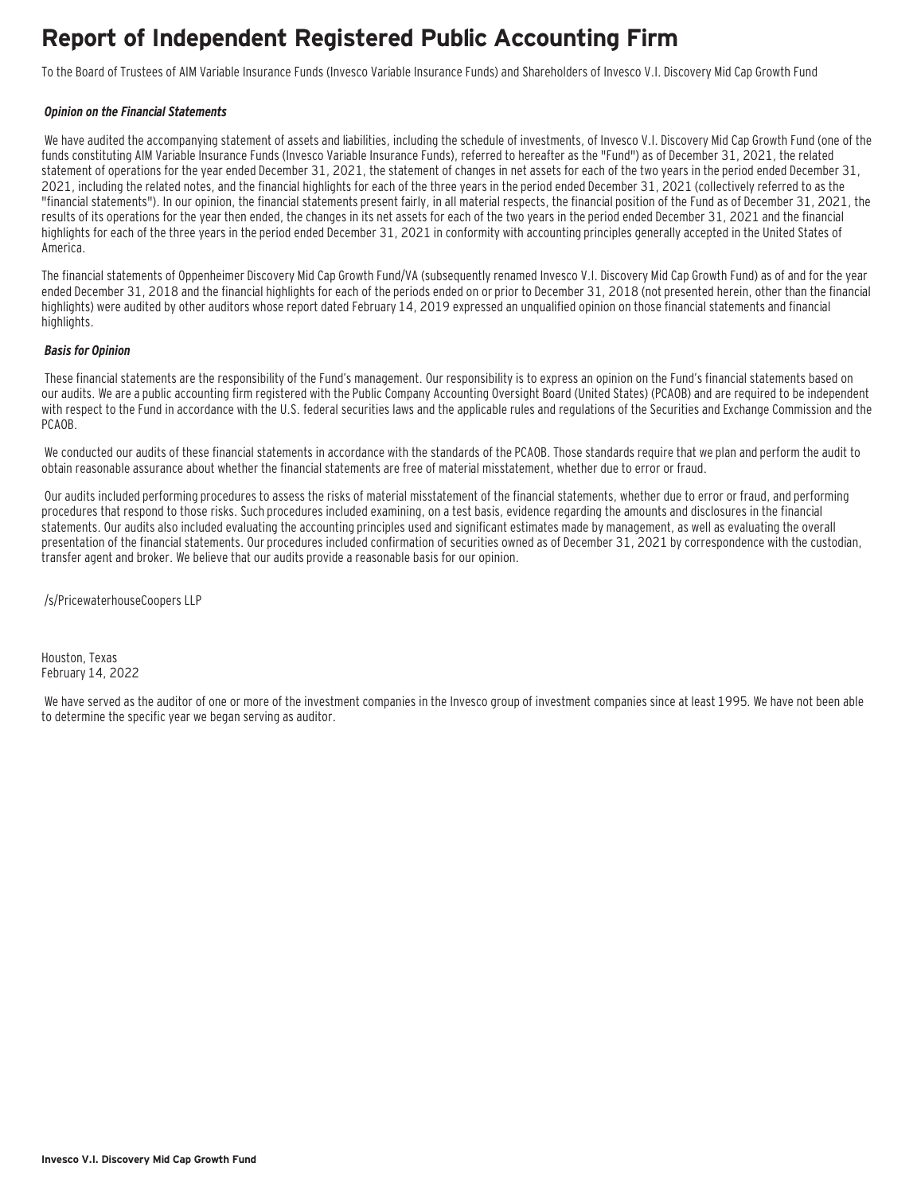# Report of Independent Registered Public Accounting Firm

To the Board of Trustees of AIM Variable Insurance Funds (Invesco Variable Insurance Funds) and Shareholders of Invesco V.I. Discovery Mid Cap Growth Fund

***Opinion on the Financial Statements***

We have audited the accompanying statement of assets and liabilities, including the schedule of investments, of Invesco V.I. Discovery Mid Cap Growth Fund (one of the funds constituting AIM Variable Insurance Funds (Invesco Variable Insurance Funds), referred to hereafter as the "Fund") as of December 31, 2021, the related statement of operations for the year ended December 31, 2021, the statement of changes in net assets for each of the two years in the period ended December 31, 2021, including the related notes, and the financial highlights for each of the three years in the period ended December 31, 2021 (collectively referred to as the "financial statements"). In our opinion, the financial statements present fairly, in all material respects, the financial position of the Fund as of December 31, 2021, the results of its operations for the year then ended, the changes in its net assets for each of the two years in the period ended December 31, 2021 and the financial highlights for each of the three years in the period ended December 31, 2021 in conformity with accounting principles generally accepted in the United States of America.

The financial statements of Oppenheimer Discovery Mid Cap Growth Fund/VA (subsequently renamed Invesco V.I. Discovery Mid Cap Growth Fund) as of and for the year ended December 31, 2018 and the financial highlights for each of the periods ended on or prior to December 31, 2018 (not presented herein, other than the financial highlights) were audited by other auditors whose report dated February 14, 2019 expressed an unqualified opinion on those financial statements and financial highlights.

***Basis for Opinion***

These financial statements are the responsibility of the Fund's management. Our responsibility is to express an opinion on the Fund's financial statements based on our audits. We are a public accounting firm registered with the Public Company Accounting Oversight Board (United States) (PCAOB) and are required to be independent with respect to the Fund in accordance with the U.S. federal securities laws and the applicable rules and regulations of the Securities and Exchange Commission and the PCAOB.

We conducted our audits of these financial statements in accordance with the standards of the PCAOB. Those standards require that we plan and perform the audit to obtain reasonable assurance about whether the financial statements are free of material misstatement, whether due to error or fraud.

Our audits included performing procedures to assess the risks of material misstatement of the financial statements, whether due to error or fraud, and performing procedures that respond to those risks. Such procedures included examining, on a test basis, evidence regarding the amounts and disclosures in the financial statements. Our audits also included evaluating the accounting principles used and significant estimates made by management, as well as evaluating the overall presentation of the financial statements. Our procedures included confirmation of securities owned as of December 31, 2021 by correspondence with the custodian, transfer agent and broker. We believe that our audits provide a reasonable basis for our opinion.

/s/PricewaterhouseCoopers LLP

Houston, Texas
February 14, 2022

We have served as the auditor of one or more of the investment companies in the Invesco group of investment companies since at least 1995. We have not been able to determine the specific year we began serving as auditor.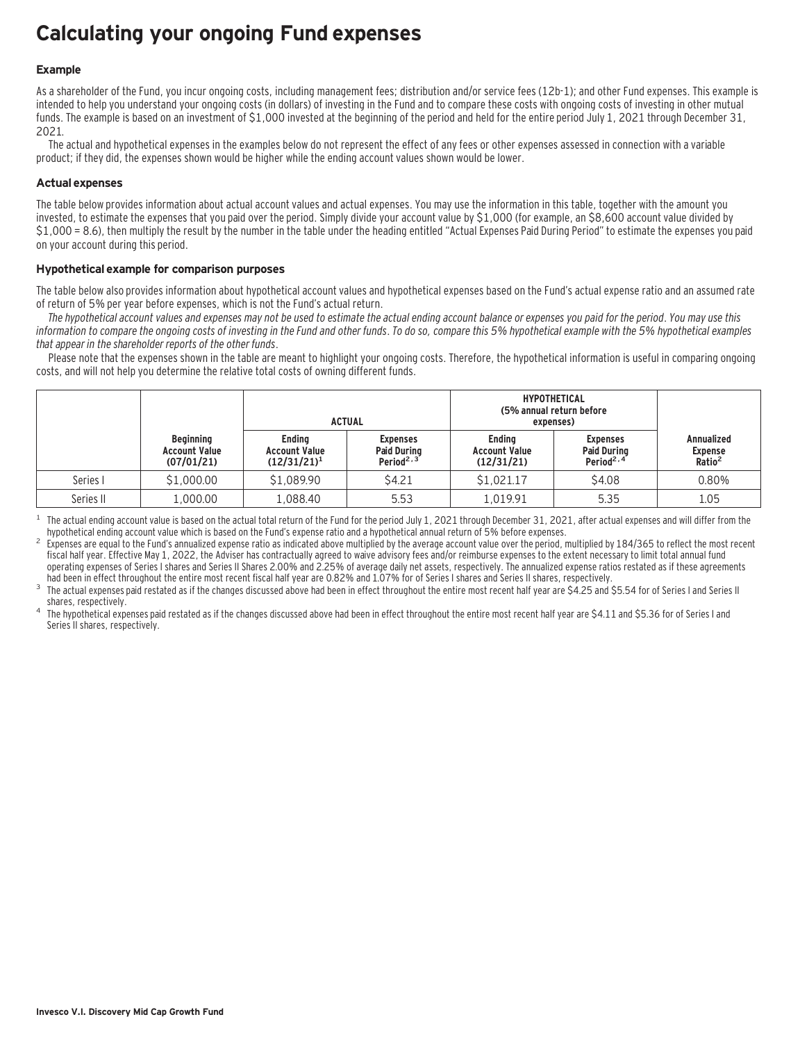# Calculating your ongoing Fund expenses

### Example

As a shareholder of the Fund, you incur ongoing costs, including management fees; distribution and/or service fees (12b-1); and other Fund expenses. This example is intended to help you understand your ongoing costs (in dollars) of investing in the Fund and to compare these costs with ongoing costs of investing in other mutual funds. The example is based on an investment of $1,000 invested at the beginning of the period and held for the entire period July 1, 2021 through December 31, 2021.

The actual and hypothetical expenses in the examples below do not represent the effect of any fees or other expenses assessed in connection with a variable product; if they did, the expenses shown would be higher while the ending account values shown would be lower.

### Actual expenses

The table below provides information about actual account values and actual expenses. You may use the information in this table, together with the amount you invested, to estimate the expenses that you paid over the period. Simply divide your account value by $1,000 (for example, an $8,600 account value divided by $1,000 = 8.6), then multiply the result by the number in the table under the heading entitled "Actual Expenses Paid During Period" to estimate the expenses you paid on your account during this period.

### Hypothetical example for comparison purposes

The table below also provides information about hypothetical account values and hypothetical expenses based on the Fund's actual expense ratio and an assumed rate of return of 5% per year before expenses, which is not the Fund's actual return.

*The hypothetical account values and expenses may not be used to estimate the actual ending account balance or expenses you paid for the period. You may use this information to compare the ongoing costs of investing in the Fund and other funds. To do so, compare this 5% hypothetical example with the 5% hypothetical examples that appear in the shareholder reports of the other funds.*

Please note that the expenses shown in the table are meant to highlight your ongoing costs. Therefore, the hypothetical information is useful in comparing ongoing costs, and will not help you determine the relative total costs of owning different funds.

| | | ACTUAL | | HYPOTHETICAL (5% annual return before expenses) | | |
|---|---|---|---|---|---|---|
| | Beginning Account Value (07/01/21) | Ending Account Value (12/31/21)[1] | Expenses Paid During Period[2,3] | Ending Account Value (12/31/21) | Expenses Paid During Period[2,4] | Annualized Expense Ratio[2] |
| Series I | $1,000.00 | $1,089.90 | $4.21 | $1,021.17 | $4.08 | 0.80% |
| Series II | 1,000.00 | 1,088.40 | 5.53 | 1,019.91 | 5.35 | 1.05 |

[1] The actual ending account value is based on the actual total return of the Fund for the period July 1, 2021 through December 31, 2021, after actual expenses and will differ from the hypothetical ending account value which is based on the Fund's expense ratio and a hypothetical annual return of 5% before expenses.

[2] Expenses are equal to the Fund's annualized expense ratio as indicated above multiplied by the average account value over the period, multiplied by 184/365 to reflect the most recent fiscal half year. Effective May 1, 2022, the Adviser has contractually agreed to waive advisory fees and/or reimburse expenses to the extent necessary to limit total annual fund operating expenses of Series I shares and Series II Shares 2.00% and 2.25% of average daily net assets, respectively. The annualized expense ratios restated as if these agreements had been in effect throughout the entire most recent fiscal half year are 0.82% and 1.07% for of Series I shares and Series II shares, respectively.

[3] The actual expenses paid restated as if the changes discussed above had been in effect throughout the entire most recent half year are $4.25 and $5.54 for of Series I and Series II shares, respectively.

[4] The hypothetical expenses paid restated as if the changes discussed above had been in effect throughout the entire most recent half year are $4.11 and $5.36 for of Series I and Series II shares, respectively.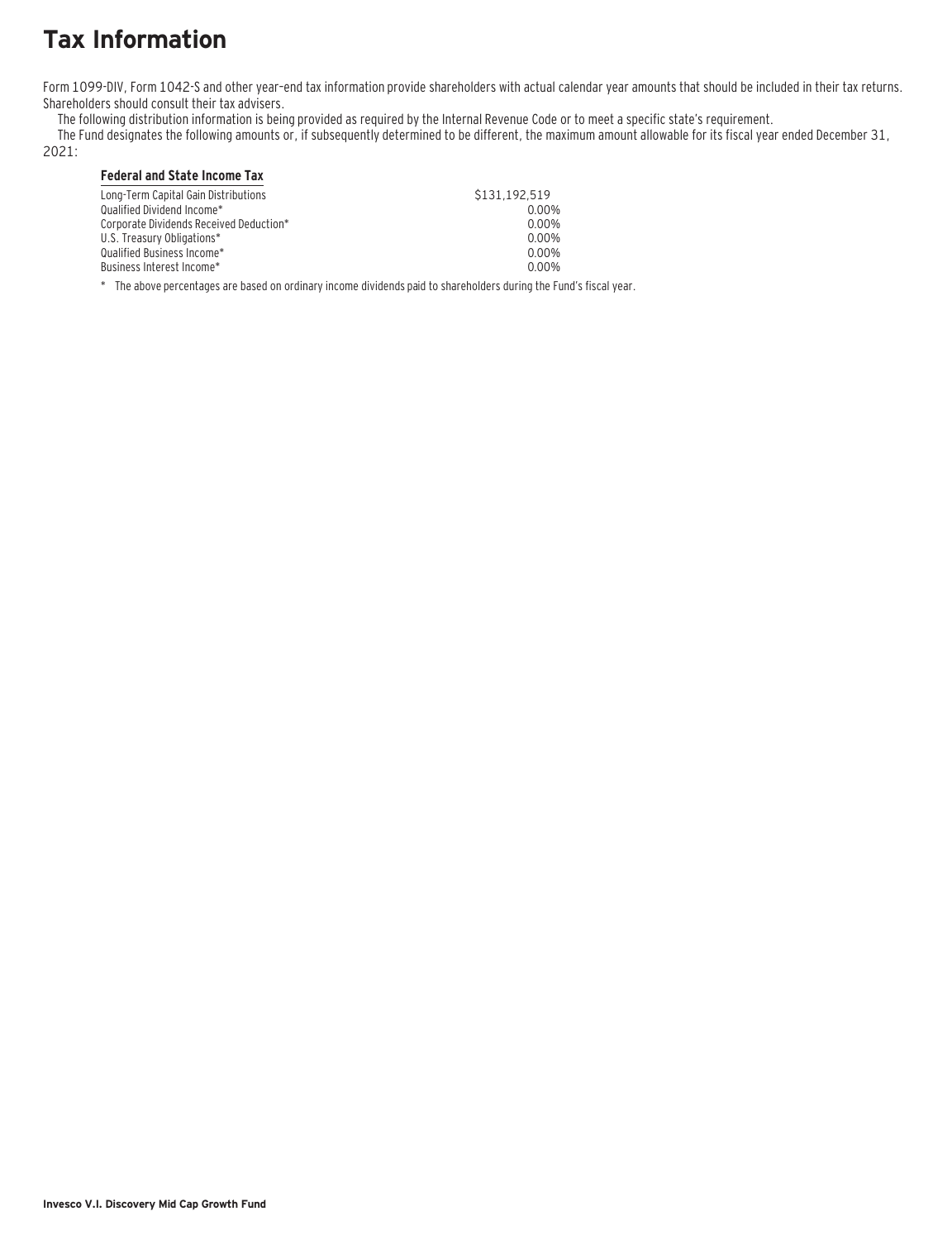# Tax Information

Form 1099-DIV, Form 1042-S and other year–end tax information provide shareholders with actual calendar year amounts that should be included in their tax returns. Shareholders should consult their tax advisers.

The following distribution information is being provided as required by the Internal Revenue Code or to meet a specific state's requirement.

The Fund designates the following amounts or, if subsequently determined to be different, the maximum amount allowable for its fiscal year ended December 31, 2021:

| **Federal and State Income Tax** | |
|---|---|
| Long-Term Capital Gain Distributions | $131,192,519 |
| Qualified Dividend Income* | 0.00% |
| Corporate Dividends Received Deduction* | 0.00% |
| U.S. Treasury Obligations* | 0.00% |
| Qualified Business Income* | 0.00% |
| Business Interest Income* | 0.00% |

\* The above percentages are based on ordinary income dividends paid to shareholders during the Fund's fiscal year.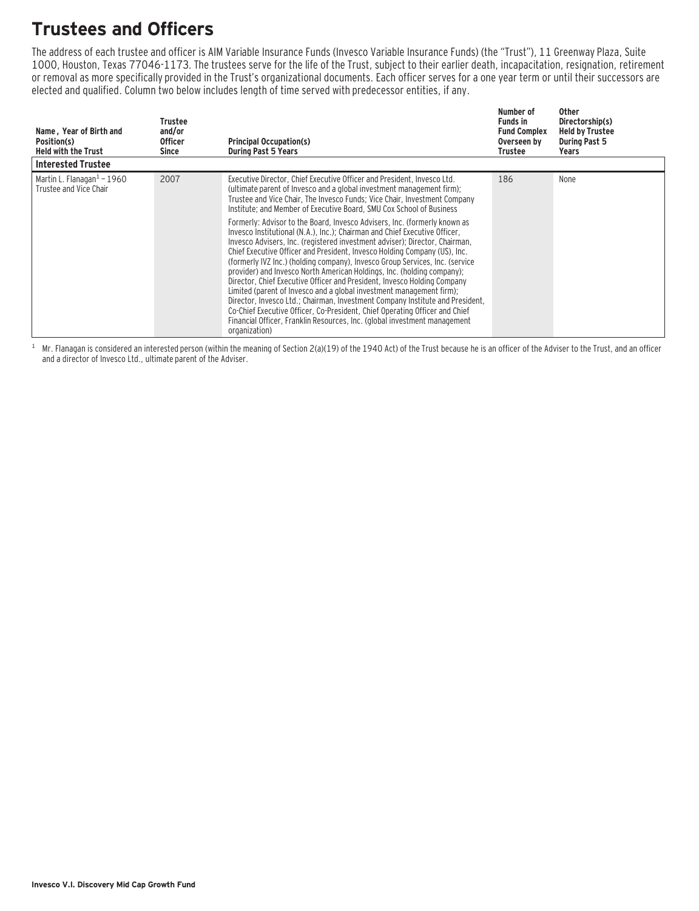# Trustees and Officers

The address of each trustee and officer is AIM Variable Insurance Funds (Invesco Variable Insurance Funds) (the "Trust"), 11 Greenway Plaza, Suite 1000, Houston, Texas 77046-1173. The trustees serve for the life of the Trust, subject to their earlier death, incapacitation, resignation, retirement or removal as more specifically provided in the Trust's organizational documents. Each officer serves for a one year term or until their successors are elected and qualified. Column two below includes length of time served with predecessor entities, if any.

| Name, Year of Birth and Position(s) Held with the Trust | Trustee and/or Officer Since | Principal Occupation(s) During Past 5 Years | Number of Funds in Fund Complex Overseen by Trustee | Other Directorship(s) Held by Trustee During Past 5 Years |
|---|---|---|---|---|
| **Interested Trustee** | | | | |
| Martin L. Flanagan[1] – 1960<br>Trustee and Vice Chair | 2007 | Executive Director, Chief Executive Officer and President, Invesco Ltd. (ultimate parent of Invesco and a global investment management firm); Trustee and Vice Chair, The Invesco Funds; Vice Chair, Investment Company Institute; and Member of Executive Board, SMU Cox School of Business<br><br>Formerly: Advisor to the Board, Invesco Advisers, Inc. (formerly known as Invesco Institutional (N.A.), Inc.); Chairman and Chief Executive Officer, Invesco Advisers, Inc. (registered investment adviser); Director, Chairman, Chief Executive Officer and President, Invesco Holding Company (US), Inc. (formerly IVZ Inc.) (holding company), Invesco Group Services, Inc. (service provider) and Invesco North American Holdings, Inc. (holding company); Director, Chief Executive Officer and President, Invesco Holding Company Limited (parent of Invesco and a global investment management firm); Director, Invesco Ltd.; Chairman, Investment Company Institute and President, Co-Chief Executive Officer, Co-President, Chief Operating Officer and Chief Financial Officer, Franklin Resources, Inc. (global investment management organization) | 186 | None |

[1] Mr. Flanagan is considered an interested person (within the meaning of Section 2(a)(19) of the 1940 Act) of the Trust because he is an officer of the Adviser to the Trust, and an officer and a director of Invesco Ltd., ultimate parent of the Adviser.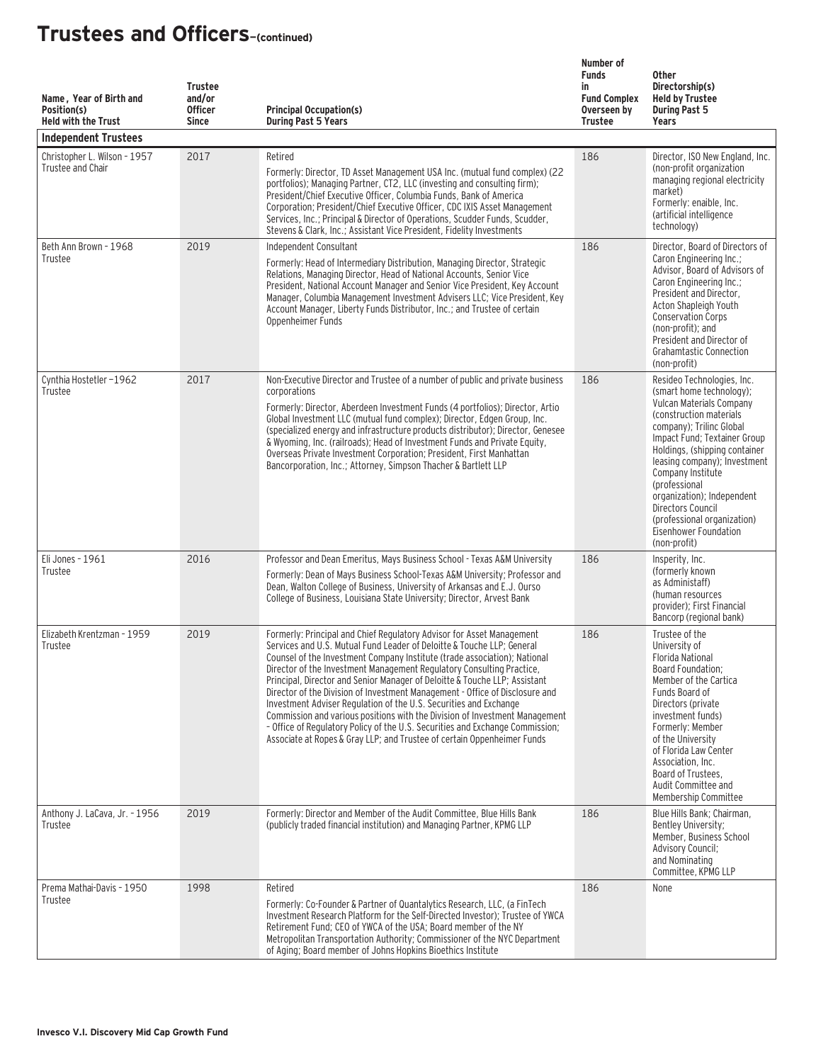# Trustees and Officers—(continued)

| Name , Year of Birth and Position(s) Held with the Trust | Trustee and/or Officer Since | Principal Occupation(s) During Past 5 Years | Number of Funds in Fund Complex Overseen by Trustee | Other Directorship(s) Held by Trustee During Past 5 Years |
|---|---|---|---|---|
| **Independent Trustees** | | | | |
| Christopher L. Wilson - 1957 Trustee and Chair | 2017 | Retired<br>Formerly: Director, TD Asset Management USA Inc. (mutual fund complex) (22 portfolios); Managing Partner, CT2, LLC (investing and consulting firm); President/Chief Executive Officer, Columbia Funds, Bank of America Corporation; President/Chief Executive Officer, CDC IXIS Asset Management Services, Inc.; Principal & Director of Operations, Scudder Funds, Scudder, Stevens & Clark, Inc.; Assistant Vice President, Fidelity Investments | 186 | Director, ISO New England, Inc. (non-profit organization managing regional electricity market)<br>Formerly: enaible, Inc. (artificial intelligence technology) |
| Beth Ann Brown - 1968 Trustee | 2019 | Independent Consultant<br>Formerly: Head of Intermediary Distribution, Managing Director, Strategic Relations, Managing Director, Head of National Accounts, Senior Vice President, National Account Manager and Senior Vice President, Key Account Manager, Columbia Management Investment Advisers LLC; Vice President, Key Account Manager, Liberty Funds Distributor, Inc.; and Trustee of certain Oppenheimer Funds | 186 | Director, Board of Directors of Caron Engineering Inc.; Advisor, Board of Advisors of Caron Engineering Inc.; President and Director, Acton Shapleigh Youth Conservation Corps (non-profit); and President and Director of Grahamtastic Connection (non-profit) |
| Cynthia Hostetler –1962 Trustee | 2017 | Non-Executive Director and Trustee of a number of public and private business corporations<br>Formerly: Director, Aberdeen Investment Funds (4 portfolios); Director, Artio Global Investment LLC (mutual fund complex); Director, Edgen Group, Inc. (specialized energy and infrastructure products distributor); Director, Genesee & Wyoming, Inc. (railroads); Head of Investment Funds and Private Equity, Overseas Private Investment Corporation; President, First Manhattan Bancorporation, Inc.; Attorney, Simpson Thacher & Bartlett LLP | 186 | Resideo Technologies, Inc. (smart home technology); Vulcan Materials Company (construction materials company); Trilinc Global Impact Fund; Textainer Group Holdings, (shipping container leasing company); Investment Company Institute (professional organization); Independent Directors Council (professional organization) Eisenhower Foundation (non-profit) |
| Eli Jones - 1961 Trustee | 2016 | Professor and Dean Emeritus, Mays Business School - Texas A&M University<br>Formerly: Dean of Mays Business School-Texas A&M University; Professor and Dean, Walton College of Business, University of Arkansas and E.J. Ourso College of Business, Louisiana State University; Director, Arvest Bank | 186 | Insperity, Inc. (formerly known as Administaff) (human resources provider); First Financial Bancorp (regional bank) |
| Elizabeth Krentzman - 1959 Trustee | 2019 | Formerly: Principal and Chief Regulatory Advisor for Asset Management Services and U.S. Mutual Fund Leader of Deloitte & Touche LLP; General Counsel of the Investment Company Institute (trade association); National Director of the Investment Management Regulatory Consulting Practice, Principal, Director and Senior Manager of Deloitte & Touche LLP; Assistant Director of the Division of Investment Management - Office of Disclosure and Investment Adviser Regulation of the U.S. Securities and Exchange Commission and various positions with the Division of Investment Management – Office of Regulatory Policy of the U.S. Securities and Exchange Commission; Associate at Ropes & Gray LLP; and Trustee of certain Oppenheimer Funds | 186 | Trustee of the University of Florida National Board Foundation; Member of the Cartica Funds Board of Directors (private investment funds)<br>Formerly: Member of the University of Florida Law Center Association, Inc. Board of Trustees, Audit Committee and Membership Committee |
| Anthony J. LaCava, Jr. - 1956 Trustee | 2019 | Formerly: Director and Member of the Audit Committee, Blue Hills Bank (publicly traded financial institution) and Managing Partner, KPMG LLP | 186 | Blue Hills Bank; Chairman, Bentley University; Member, Business School Advisory Council; and Nominating Committee, KPMG LLP |
| Prema Mathai-Davis - 1950 Trustee | 1998 | Retired<br>Formerly: Co-Founder & Partner of Quantalytics Research, LLC, (a FinTech Investment Research Platform for the Self-Directed Investor); Trustee of YWCA Retirement Fund; CEO of YWCA of the USA; Board member of the NY Metropolitan Transportation Authority; Commissioner of the NYC Department of Aging; Board member of Johns Hopkins Bioethics Institute | 186 | None |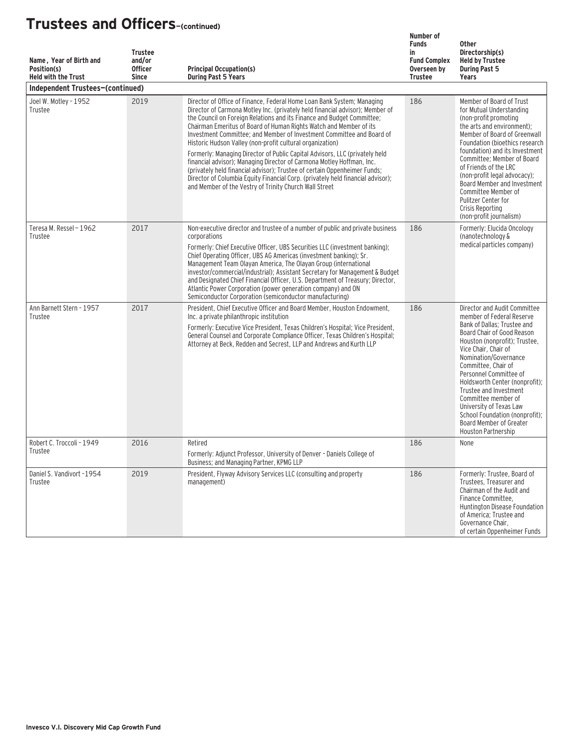# Trustees and Officers–(continued)

| Name, Year of Birth and Position(s) Held with the Trust | Trustee and/or Officer Since | Principal Occupation(s) During Past 5 Years | Number of Funds in Fund Complex Overseen by Trustee | Other Directorship(s) Held by Trustee During Past 5 Years |
|---|---|---|---|---|
| **Independent Trustees–(continued)** | | | | |
| Joel W. Motley - 1952 Trustee | 2019 | Director of Office of Finance, Federal Home Loan Bank System; Managing Director of Carmona Motley Inc. (privately held financial advisor); Member of the Council on Foreign Relations and its Finance and Budget Committee; Chairman Emeritus of Board of Human Rights Watch and Member of its Investment Committee; and Member of Investment Committee and Board of Historic Hudson Valley (non-profit cultural organization)<br><br>Formerly: Managing Director of Public Capital Advisors, LLC (privately held financial advisor); Managing Director of Carmona Motley Hoffman, Inc. (privately held financial advisor); Trustee of certain Oppenheimer Funds; Director of Columbia Equity Financial Corp. (privately held financial advisor); and Member of the Vestry of Trinity Church Wall Street | 186 | Member of Board of Trust for Mutual Understanding (non-profit promoting the arts and environment); Member of Board of Greenwall Foundation (bioethics research foundation) and its Investment Committee; Member of Board of Friends of the LRC (non-profit legal advocacy); Board Member and Investment Committee Member of Pulitzer Center for Crisis Reporting (non-profit journalism) |
| Teresa M. Ressel – 1962 Trustee | 2017 | Non-executive director and trustee of a number of public and private business corporations<br><br>Formerly: Chief Executive Officer, UBS Securities LLC (investment banking); Chief Operating Officer, UBS AG Americas (investment banking); Sr. Management Team Olayan America, The Olayan Group (international investor/commercial/industrial); Assistant Secretary for Management & Budget and Designated Chief Financial Officer, U.S. Department of Treasury; Director, Atlantic Power Corporation (power generation company) and ON Semiconductor Corporation (semiconductor manufacturing) | 186 | Formerly: Elucida Oncology (nanotechnology & medical particles company) |
| Ann Barnett Stern - 1957 Trustee | 2017 | President, Chief Executive Officer and Board Member, Houston Endowment, Inc. a private philanthropic institution<br><br>Formerly: Executive Vice President, Texas Children's Hospital; Vice President, General Counsel and Corporate Compliance Officer, Texas Children's Hospital; Attorney at Beck, Redden and Secrest, LLP and Andrews and Kurth LLP | 186 | Director and Audit Committee member of Federal Reserve Bank of Dallas; Trustee and Board Chair of Good Reason Houston (nonprofit); Trustee, Vice Chair, Chair of Nomination/Governance Committee, Chair of Personnel Committee of Holdsworth Center (nonprofit); Trustee and Investment Committee member of University of Texas Law School Foundation (nonprofit); Board Member of Greater Houston Partnership |
| Robert C. Troccoli - 1949 Trustee | 2016 | Retired<br><br>Formerly: Adjunct Professor, University of Denver – Daniels College of Business; and Managing Partner, KPMG LLP | 186 | None |
| Daniel S. Vandivort -1954 Trustee | 2019 | President, Flyway Advisory Services LLC (consulting and property management) | 186 | Formerly: Trustee, Board of Trustees, Treasurer and Chairman of the Audit and Finance Committee, Huntington Disease Foundation of America; Trustee and Governance Chair, of certain Oppenheimer Funds |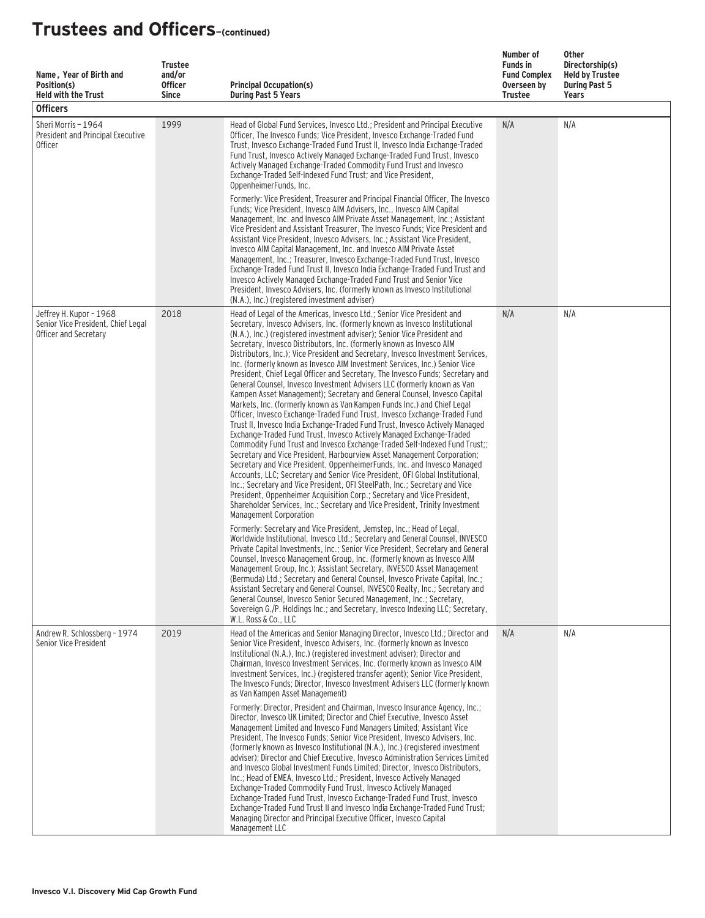# Trustees and Officers–(continued)

| Name, Year of Birth and Position(s) Held with the Trust | Trustee and/or Officer Since | Principal Occupation(s) During Past 5 Years | Number of Funds in Fund Complex Overseen by Trustee | Other Directorship(s) Held by Trustee During Past 5 Years |
|---|---|---|---|---|
| **Officers** | | | | |
| Sheri Morris – 1964<br>President and Principal Executive Officer | 1999 | Head of Global Fund Services, Invesco Ltd.; President and Principal Executive Officer, The Invesco Funds; Vice President, Invesco Exchange-Traded Fund Trust, Invesco Exchange-Traded Fund Trust II, Invesco India Exchange-Traded Fund Trust, Invesco Actively Managed Exchange-Traded Fund Trust, Invesco Actively Managed Exchange-Traded Commodity Fund Trust and Invesco Exchange-Traded Self-Indexed Fund Trust; and Vice President, OppenheimerFunds, Inc.<br><br>Formerly: Vice President, Treasurer and Principal Financial Officer, The Invesco Funds; Vice President, Invesco AIM Advisers, Inc., Invesco AIM Capital Management, Inc. and Invesco AIM Private Asset Management, Inc.; Assistant Vice President and Assistant Treasurer, The Invesco Funds; Vice President and Assistant Vice President, Invesco Advisers, Inc.; Assistant Vice President, Invesco AIM Capital Management, Inc. and Invesco AIM Private Asset Management, Inc.; Treasurer, Invesco Exchange-Traded Fund Trust, Invesco Exchange-Traded Fund Trust II, Invesco India Exchange-Traded Fund Trust and Invesco Actively Managed Exchange-Traded Fund Trust and Senior Vice President, Invesco Advisers, Inc. (formerly known as Invesco Institutional (N.A.), Inc.) (registered investment adviser) | N/A | N/A |
| Jeffrey H. Kupor – 1968<br>Senior Vice President, Chief Legal Officer and Secretary | 2018 | Head of Legal of the Americas, Invesco Ltd.; Senior Vice President and Secretary, Invesco Advisers, Inc. (formerly known as Invesco Institutional (N.A.), Inc.) (registered investment adviser); Senior Vice President and Secretary, Invesco Distributors, Inc. (formerly known as Invesco AIM Distributors, Inc.); Vice President and Secretary, Invesco Investment Services, Inc. (formerly known as Invesco AIM Investment Services, Inc.) Senior Vice President, Chief Legal Officer and Secretary, The Invesco Funds; Secretary and General Counsel, Invesco Investment Advisers LLC (formerly known as Van Kampen Asset Management); Secretary and General Counsel, Invesco Capital Markets, Inc. (formerly known as Van Kampen Funds Inc.) and Chief Legal Officer, Invesco Exchange-Traded Fund Trust, Invesco Exchange-Traded Fund Trust II, Invesco India Exchange-Traded Fund Trust, Invesco Actively Managed Exchange-Traded Fund Trust, Invesco Actively Managed Exchange-Traded Commodity Fund Trust and Invesco Exchange-Traded Self-Indexed Fund Trust;; Secretary and Vice President, Harbourview Asset Management Corporation; Secretary and Vice President, OppenheimerFunds, Inc. and Invesco Managed Accounts, LLC; Secretary and Senior Vice President, OFI Global Institutional, Inc.; Secretary and Vice President, OFI SteelPath, Inc.; Secretary and Vice President, Oppenheimer Acquisition Corp.; Secretary and Vice President, Shareholder Services, Inc.; Secretary and Vice President, Trinity Investment Management Corporation<br><br>Formerly: Secretary and Vice President, Jemstep, Inc.; Head of Legal, Worldwide Institutional, Invesco Ltd.; Secretary and General Counsel, INVESCO Private Capital Investments, Inc.; Senior Vice President, Secretary and General Counsel, Invesco Management Group, Inc. (formerly known as Invesco AIM Management Group, Inc.); Assistant Secretary, INVESCO Asset Management (Bermuda) Ltd.; Secretary and General Counsel, Invesco Private Capital, Inc.; Assistant Secretary and General Counsel, INVESCO Realty, Inc.; Secretary and General Counsel, Invesco Senior Secured Management, Inc.; Secretary, Sovereign G./P. Holdings Inc.; and Secretary, Invesco Indexing LLC; Secretary, W.L. Ross & Co., LLC | N/A | N/A |
| Andrew R. Schlossberg – 1974<br>Senior Vice President | 2019 | Head of the Americas and Senior Managing Director, Invesco Ltd.; Director and Senior Vice President, Invesco Advisers, Inc. (formerly known as Invesco Institutional (N.A.), Inc.) (registered investment adviser); Director and Chairman, Invesco Investment Services, Inc. (formerly known as Invesco AIM Investment Services, Inc.) (registered transfer agent); Senior Vice President, The Invesco Funds; Director, Invesco Investment Advisers LLC (formerly known as Van Kampen Asset Management)<br><br>Formerly: Director, President and Chairman, Invesco Insurance Agency, Inc.; Director, Invesco UK Limited; Director and Chief Executive, Invesco Asset Management Limited and Invesco Fund Managers Limited; Assistant Vice President, The Invesco Funds; Senior Vice President, Invesco Advisers, Inc. (formerly known as Invesco Institutional (N.A.), Inc.) (registered investment adviser); Director and Chief Executive, Invesco Administration Services Limited and Invesco Global Investment Funds Limited; Director, Invesco Distributors, Inc.; Head of EMEA, Invesco Ltd.; President, Invesco Actively Managed Exchange-Traded Commodity Fund Trust, Invesco Actively Managed Exchange-Traded Fund Trust, Invesco Exchange-Traded Fund Trust, Invesco Exchange-Traded Fund Trust II and Invesco India Exchange-Traded Fund Trust; Managing Director and Principal Executive Officer, Invesco Capital Management LLC | N/A | N/A |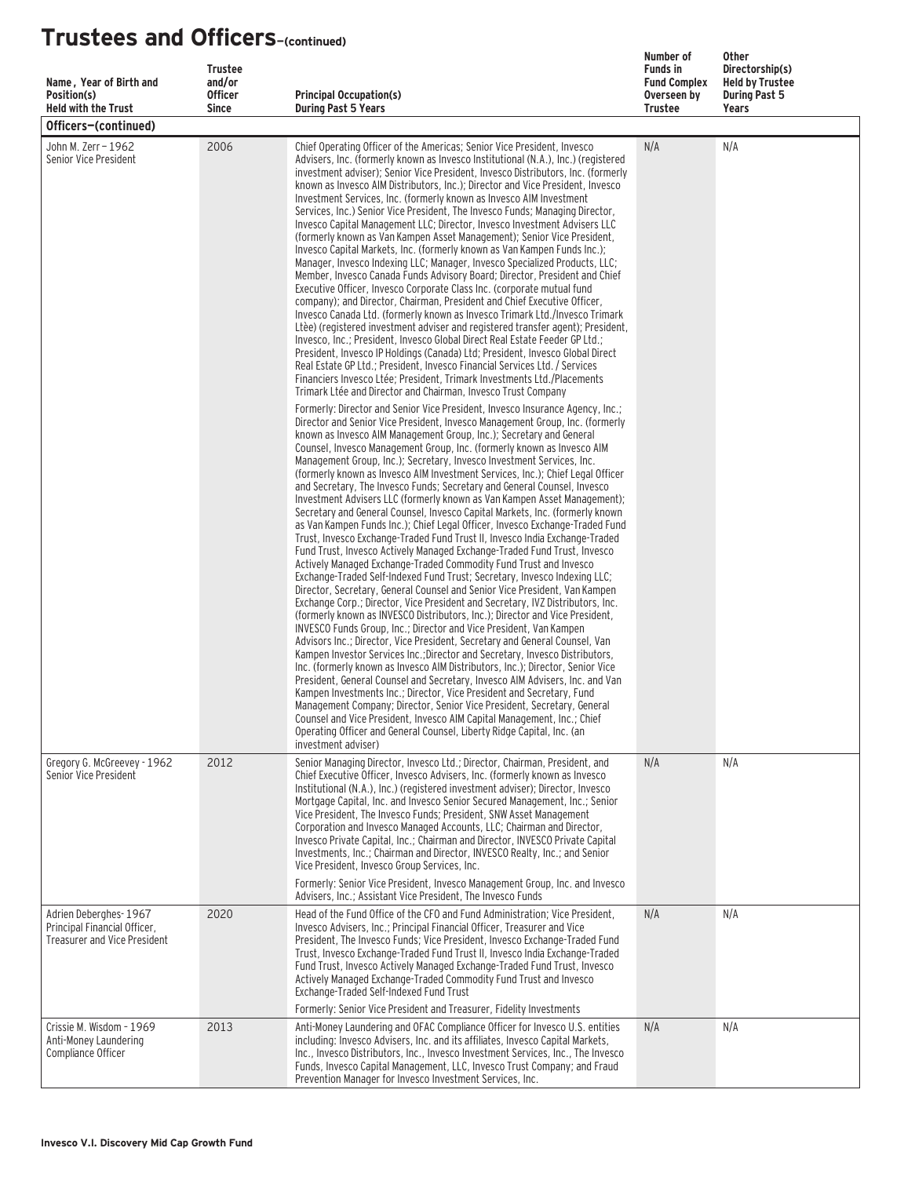# Trustees and Officers—(continued)

| Name, Year of Birth and Position(s) Held with the Trust | Trustee and/or Officer Since | Principal Occupation(s) During Past 5 Years | Number of Funds in Fund Complex Overseen by Trustee | Other Directorship(s) Held by Trustee During Past 5 Years |
|---|---|---|---|---|
| **Officers—(continued)** | | | | |
| John M. Zerr – 1962<br>Senior Vice President | 2006 | Chief Operating Officer of the Americas; Senior Vice President, Invesco Advisers, Inc. (formerly known as Invesco Institutional (N.A.), Inc.) (registered investment adviser); Senior Vice President, Invesco Distributors, Inc. (formerly known as Invesco AIM Distributors, Inc.); Director and Vice President, Invesco Investment Services, Inc. (formerly known as Invesco AIM Investment Services, Inc.) Senior Vice President, The Invesco Funds; Managing Director, Invesco Capital Management LLC; Director, Invesco Investment Advisers LLC (formerly known as Van Kampen Asset Management); Senior Vice President, Invesco Capital Markets, Inc. (formerly known as Van Kampen Funds Inc.); Manager, Invesco Indexing LLC; Manager, Invesco Specialized Products, LLC; Member, Invesco Canada Funds Advisory Board; Director, President and Chief Executive Officer, Invesco Corporate Class Inc. (corporate mutual fund company); and Director, Chairman, President and Chief Executive Officer, Invesco Canada Ltd. (formerly known as Invesco Trimark Ltd./Invesco Trimark Ltèe) (registered investment adviser and registered transfer agent); President, Invesco, Inc.; President, Invesco Global Direct Real Estate Feeder GP Ltd.; President, Invesco IP Holdings (Canada) Ltd; President, Invesco Global Direct Real Estate GP Ltd.; President, Invesco Financial Services Ltd. / Services Financiers Invesco Ltée; President, Trimark Investments Ltd./Placements Trimark Ltée and Director and Chairman, Invesco Trust Company<br><br>Formerly: Director and Senior Vice President, Invesco Insurance Agency, Inc.; Director and Senior Vice President, Invesco Management Group, Inc. (formerly known as Invesco AIM Management Group, Inc.); Secretary and General Counsel, Invesco Management Group, Inc. (formerly known as Invesco AIM Management Group, Inc.); Secretary, Invesco Investment Services, Inc. (formerly known as Invesco AIM Investment Services, Inc.); Chief Legal Officer and Secretary, The Invesco Funds; Secretary and General Counsel, Invesco Investment Advisers LLC (formerly known as Van Kampen Asset Management); Secretary and General Counsel, Invesco Capital Markets, Inc. (formerly known as Van Kampen Funds Inc.); Chief Legal Officer, Invesco Exchange-Traded Fund Trust, Invesco Exchange-Traded Fund Trust II, Invesco India Exchange-Traded Fund Trust, Invesco Actively Managed Exchange-Traded Fund Trust, Invesco Actively Managed Exchange-Traded Commodity Fund Trust and Invesco Exchange-Traded Self-Indexed Fund Trust; Secretary, Invesco Indexing LLC; Director, Secretary, General Counsel and Senior Vice President, Van Kampen Exchange Corp.; Director, Vice President and Secretary, IVZ Distributors, Inc. (formerly known as INVESCO Distributors, Inc.); Director and Vice President, INVESCO Funds Group, Inc.; Director and Vice President, Van Kampen Advisors Inc.; Director, Vice President, Secretary and General Counsel, Van Kampen Investor Services Inc.;Director and Secretary, Invesco Distributors, Inc. (formerly known as Invesco AIM Distributors, Inc.); Director, Senior Vice President, General Counsel and Secretary, Invesco AIM Advisers, Inc. and Van Kampen Investments Inc.; Director, Vice President and Secretary, Fund Management Company; Director, Senior Vice President, Secretary, General Counsel and Vice President, Invesco AIM Capital Management, Inc.; Chief Operating Officer and General Counsel, Liberty Ridge Capital, Inc. (an investment adviser) | N/A | N/A |
| Gregory G. McGreevey - 1962<br>Senior Vice President | 2012 | Senior Managing Director, Invesco Ltd.; Director, Chairman, President, and Chief Executive Officer, Invesco Advisers, Inc. (formerly known as Invesco Institutional (N.A.), Inc.) (registered investment adviser); Director, Invesco Mortgage Capital, Inc. and Invesco Senior Secured Management, Inc.; Senior Vice President, The Invesco Funds; President, SNW Asset Management Corporation and Invesco Managed Accounts, LLC; Chairman and Director, Invesco Private Capital, Inc.; Chairman and Director, INVESCO Private Capital Investments, Inc.; Chairman and Director, INVESCO Realty, Inc.; and Senior Vice President, Invesco Group Services, Inc.<br><br>Formerly: Senior Vice President, Invesco Management Group, Inc. and Invesco Advisers, Inc.; Assistant Vice President, The Invesco Funds | N/A | N/A |
| Adrien Deberghes- 1967<br>Principal Financial Officer, Treasurer and Vice President | 2020 | Head of the Fund Office of the CFO and Fund Administration; Vice President, Invesco Advisers, Inc.; Principal Financial Officer, Treasurer and Vice President, The Invesco Funds; Vice President, Invesco Exchange-Traded Fund Trust, Invesco Exchange-Traded Fund Trust II, Invesco India Exchange-Traded Fund Trust, Invesco Actively Managed Exchange-Traded Fund Trust, Invesco Actively Managed Exchange-Traded Commodity Fund Trust and Invesco Exchange-Traded Self-Indexed Fund Trust<br><br>Formerly: Senior Vice President and Treasurer, Fidelity Investments | N/A | N/A |
| Crissie M. Wisdom - 1969<br>Anti-Money Laundering Compliance Officer | 2013 | Anti-Money Laundering and OFAC Compliance Officer for Invesco U.S. entities including: Invesco Advisers, Inc. and its affiliates, Invesco Capital Markets, Inc., Invesco Distributors, Inc., Invesco Investment Services, Inc., The Invesco Funds, Invesco Capital Management, LLC, Invesco Trust Company; and Fraud Prevention Manager for Invesco Investment Services, Inc. | N/A | N/A |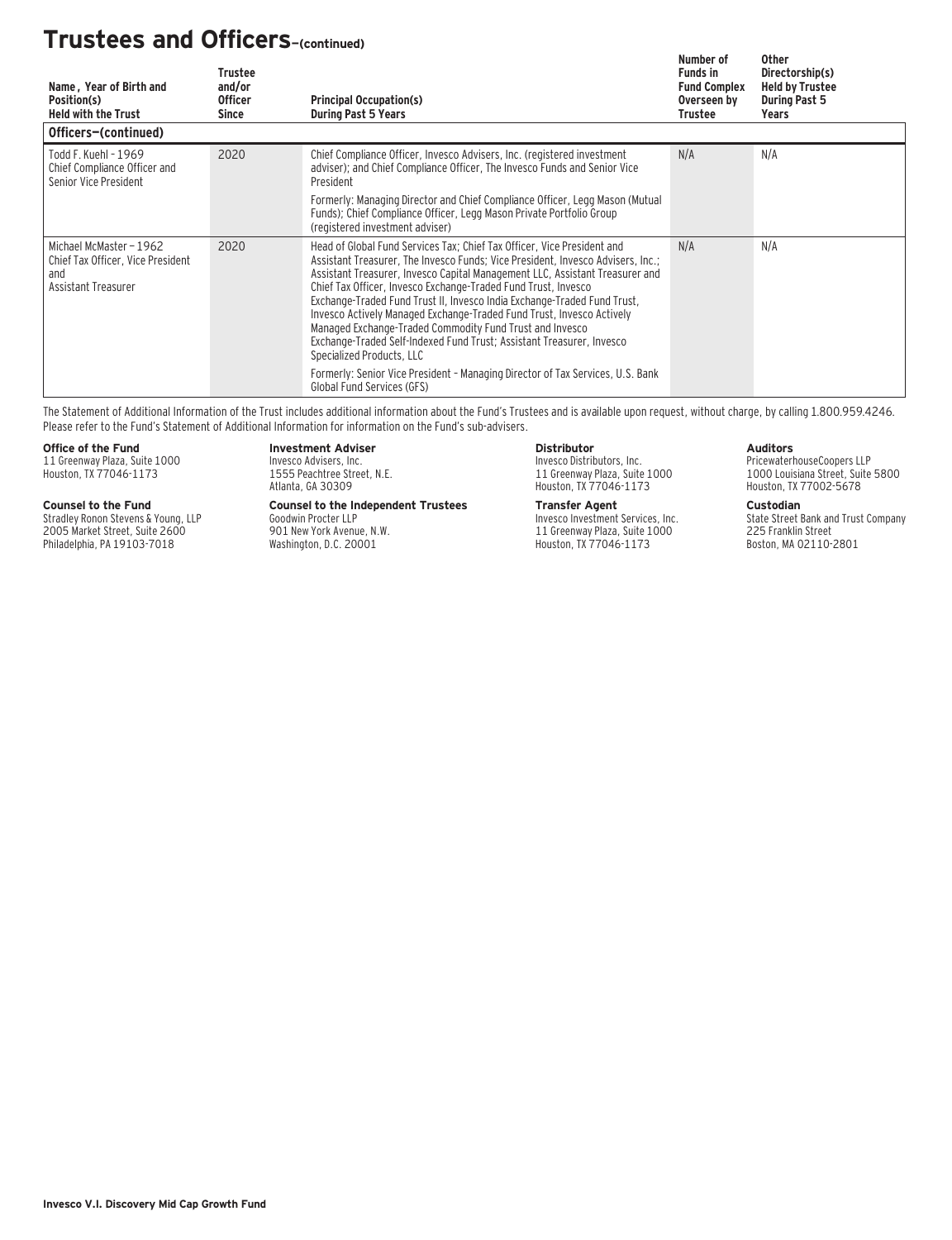# Trustees and Officers—(continued)

| Name , Year of Birth and Position(s) Held with the Trust | Trustee and/or Officer Since | Principal Occupation(s) During Past 5 Years | Number of Funds in Fund Complex Overseen by Trustee | Other Directorship(s) Held by Trustee During Past 5 Years |
|---|---|---|---|---|
| **Officers—(continued)** | | | | |
| Todd F. Kuehl - 1969 Chief Compliance Officer and Senior Vice President | 2020 | Chief Compliance Officer, Invesco Advisers, Inc. (registered investment adviser); and Chief Compliance Officer, The Invesco Funds and Senior Vice President<br><br>Formerly: Managing Director and Chief Compliance Officer, Legg Mason (Mutual Funds); Chief Compliance Officer, Legg Mason Private Portfolio Group (registered investment adviser) | N/A | N/A |
| Michael McMaster – 1962 Chief Tax Officer, Vice President and Assistant Treasurer | 2020 | Head of Global Fund Services Tax; Chief Tax Officer, Vice President and Assistant Treasurer, The Invesco Funds; Vice President, Invesco Advisers, Inc.; Assistant Treasurer, Invesco Capital Management LLC, Assistant Treasurer and Chief Tax Officer, Invesco Exchange-Traded Fund Trust, Invesco Exchange-Traded Fund Trust II, Invesco India Exchange-Traded Fund Trust, Invesco Actively Managed Exchange-Traded Fund Trust, Invesco Actively Managed Exchange-Traded Commodity Fund Trust and Invesco Exchange-Traded Self-Indexed Fund Trust; Assistant Treasurer, Invesco Specialized Products, LLC<br><br>Formerly: Senior Vice President - Managing Director of Tax Services, U.S. Bank Global Fund Services (GFS) | N/A | N/A |

The Statement of Additional Information of the Trust includes additional information about the Fund's Trustees and is available upon request, without charge, by calling 1.800.959.4246. Please refer to the Fund's Statement of Additional Information for information on the Fund's sub-advisers.

**Office of the Fund**
11 Greenway Plaza, Suite 1000
Houston, TX 77046-1173

**Counsel to the Fund**
Stradley Ronon Stevens & Young, LLP
2005 Market Street, Suite 2600
Philadelphia, PA 19103-7018

**Investment Adviser**
Invesco Advisers, Inc.
1555 Peachtree Street, N.E.
Atlanta, GA 30309

**Counsel to the Independent Trustees**
Goodwin Procter LLP
901 New York Avenue, N.W.
Washington, D.C. 20001

**Distributor**
Invesco Distributors, Inc.
11 Greenway Plaza, Suite 1000
Houston, TX 77046-1173

**Transfer Agent**
Invesco Investment Services, Inc.
11 Greenway Plaza, Suite 1000
Houston, TX 77046-1173

**Auditors**
PricewaterhouseCoopers LLP
1000 Louisiana Street, Suite 5800
Houston, TX 77002-5678

**Custodian**
State Street Bank and Trust Company
225 Franklin Street
Boston, MA 02110-2801